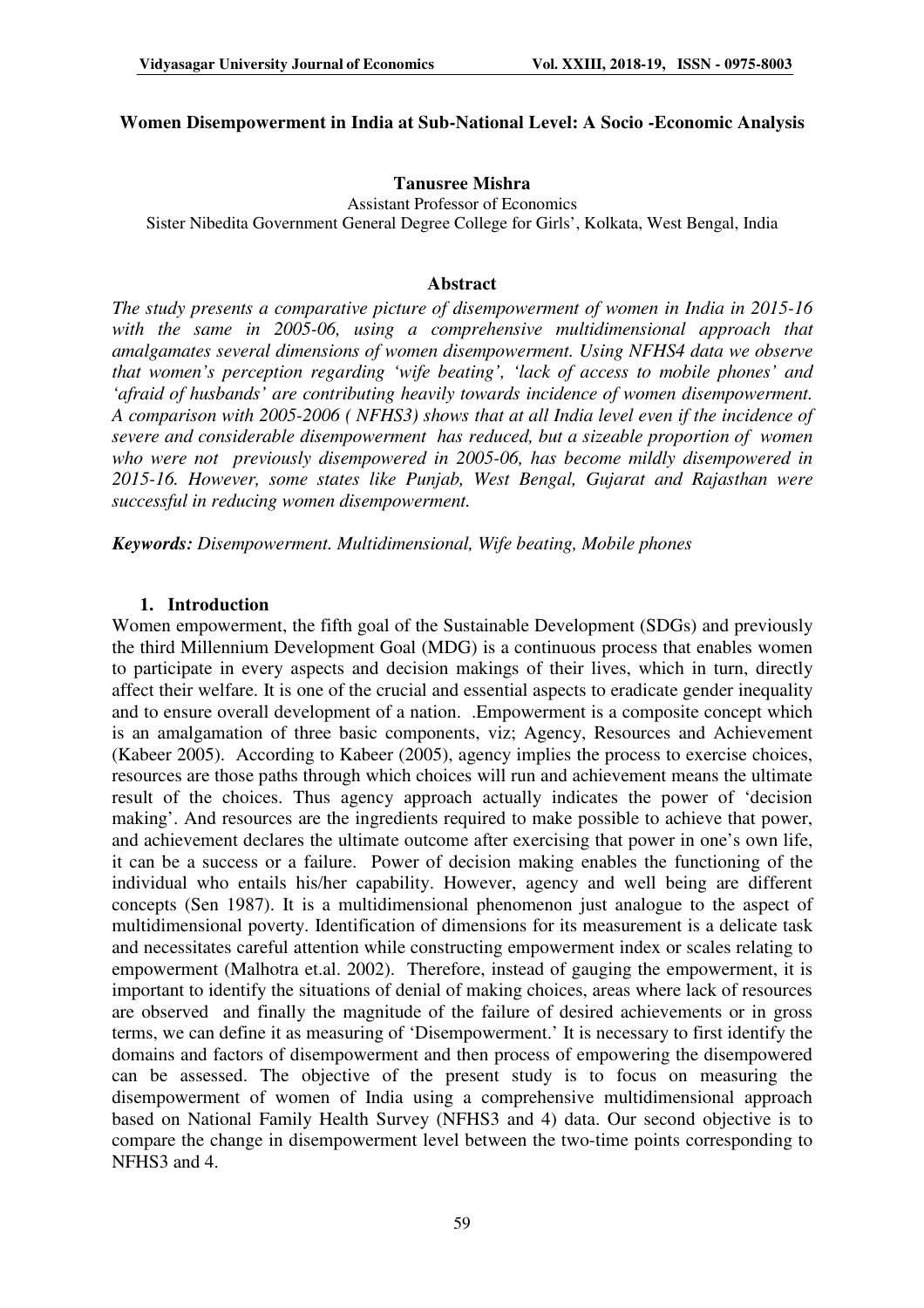# Women Disempowerment in India at Sub-National Level: A Socio -Economic Analysis

**Tanusree Mishra**
Assistant Professor of Economics
Sister Nibedita Government General Degree College for Girls', Kolkata, West Bengal, India

## Abstract

*The study presents a comparative picture of disempowerment of women in India in 2015-16 with the same in 2005-06, using a comprehensive multidimensional approach that amalgamates several dimensions of women disempowerment. Using NFHS4 data we observe that women's perception regarding 'wife beating', 'lack of access to mobile phones' and 'afraid of husbands' are contributing heavily towards incidence of women disempowerment. A comparison with 2005-2006 ( NFHS3) shows that at all India level even if the incidence of severe and considerable disempowerment has reduced, but a sizeable proportion of women who were not previously disempowered in 2005-06, has become mildly disempowered in 2015-16. However, some states like Punjab, West Bengal, Gujarat and Rajasthan were successful in reducing women disempowerment.*

***Keywords:*** *Disempowerment. Multidimensional, Wife beating, Mobile phones*

## 1. Introduction

Women empowerment, the fifth goal of the Sustainable Development (SDGs) and previously the third Millennium Development Goal (MDG) is a continuous process that enables women to participate in every aspects and decision makings of their lives, which in turn, directly affect their welfare. It is one of the crucial and essential aspects to eradicate gender inequality and to ensure overall development of a nation. .Empowerment is a composite concept which is an amalgamation of three basic components, viz; Agency, Resources and Achievement (Kabeer 2005). According to Kabeer (2005), agency implies the process to exercise choices, resources are those paths through which choices will run and achievement means the ultimate result of the choices. Thus agency approach actually indicates the power of 'decision making'. And resources are the ingredients required to make possible to achieve that power, and achievement declares the ultimate outcome after exercising that power in one's own life, it can be a success or a failure. Power of decision making enables the functioning of the individual who entails his/her capability. However, agency and well being are different concepts (Sen 1987). It is a multidimensional phenomenon just analogue to the aspect of multidimensional poverty. Identification of dimensions for its measurement is a delicate task and necessitates careful attention while constructing empowerment index or scales relating to empowerment (Malhotra et.al. 2002). Therefore, instead of gauging the empowerment, it is important to identify the situations of denial of making choices, areas where lack of resources are observed and finally the magnitude of the failure of desired achievements or in gross terms, we can define it as measuring of 'Disempowerment.' It is necessary to first identify the domains and factors of disempowerment and then process of empowering the disempowered can be assessed. The objective of the present study is to focus on measuring the disempowerment of women of India using a comprehensive multidimensional approach based on National Family Health Survey (NFHS3 and 4) data. Our second objective is to compare the change in disempowerment level between the two-time points corresponding to NFHS3 and 4.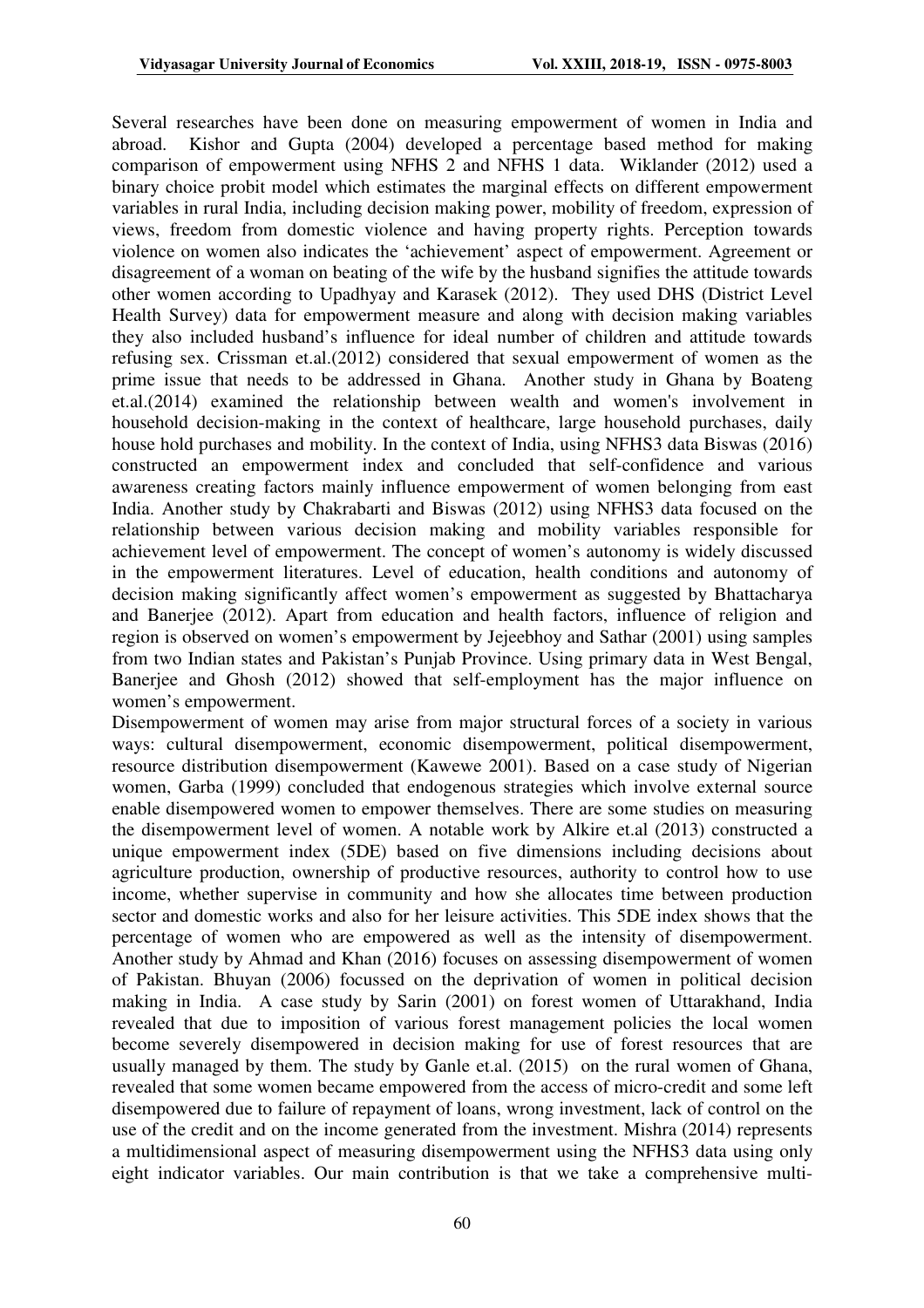Several researches have been done on measuring empowerment of women in India and abroad. Kishor and Gupta (2004) developed a percentage based method for making comparison of empowerment using NFHS 2 and NFHS 1 data. Wiklander (2012) used a binary choice probit model which estimates the marginal effects on different empowerment variables in rural India, including decision making power, mobility of freedom, expression of views, freedom from domestic violence and having property rights. Perception towards violence on women also indicates the 'achievement' aspect of empowerment. Agreement or disagreement of a woman on beating of the wife by the husband signifies the attitude towards other women according to Upadhyay and Karasek (2012). They used DHS (District Level Health Survey) data for empowerment measure and along with decision making variables they also included husband's influence for ideal number of children and attitude towards refusing sex. Crissman et.al.(2012) considered that sexual empowerment of women as the prime issue that needs to be addressed in Ghana. Another study in Ghana by Boateng et.al.(2014) examined the relationship between wealth and women's involvement in household decision-making in the context of healthcare, large household purchases, daily house hold purchases and mobility. In the context of India, using NFHS3 data Biswas (2016) constructed an empowerment index and concluded that self-confidence and various awareness creating factors mainly influence empowerment of women belonging from east India. Another study by Chakrabarti and Biswas (2012) using NFHS3 data focused on the relationship between various decision making and mobility variables responsible for achievement level of empowerment. The concept of women's autonomy is widely discussed in the empowerment literatures. Level of education, health conditions and autonomy of decision making significantly affect women's empowerment as suggested by Bhattacharya and Banerjee (2012). Apart from education and health factors, influence of religion and region is observed on women's empowerment by Jejeebhoy and Sathar (2001) using samples from two Indian states and Pakistan's Punjab Province. Using primary data in West Bengal, Banerjee and Ghosh (2012) showed that self-employment has the major influence on women's empowerment.

Disempowerment of women may arise from major structural forces of a society in various ways: cultural disempowerment, economic disempowerment, political disempowerment, resource distribution disempowerment (Kawewe 2001). Based on a case study of Nigerian women, Garba (1999) concluded that endogenous strategies which involve external source enable disempowered women to empower themselves. There are some studies on measuring the disempowerment level of women. A notable work by Alkire et.al (2013) constructed a unique empowerment index (5DE) based on five dimensions including decisions about agriculture production, ownership of productive resources, authority to control how to use income, whether supervise in community and how she allocates time between production sector and domestic works and also for her leisure activities. This 5DE index shows that the percentage of women who are empowered as well as the intensity of disempowerment. Another study by Ahmad and Khan (2016) focuses on assessing disempowerment of women of Pakistan. Bhuyan (2006) focussed on the deprivation of women in political decision making in India. A case study by Sarin (2001) on forest women of Uttarakhand, India revealed that due to imposition of various forest management policies the local women become severely disempowered in decision making for use of forest resources that are usually managed by them. The study by Ganle et.al. (2015) on the rural women of Ghana, revealed that some women became empowered from the access of micro-credit and some left disempowered due to failure of repayment of loans, wrong investment, lack of control on the use of the credit and on the income generated from the investment. Mishra (2014) represents a multidimensional aspect of measuring disempowerment using the NFHS3 data using only eight indicator variables. Our main contribution is that we take a comprehensive multi-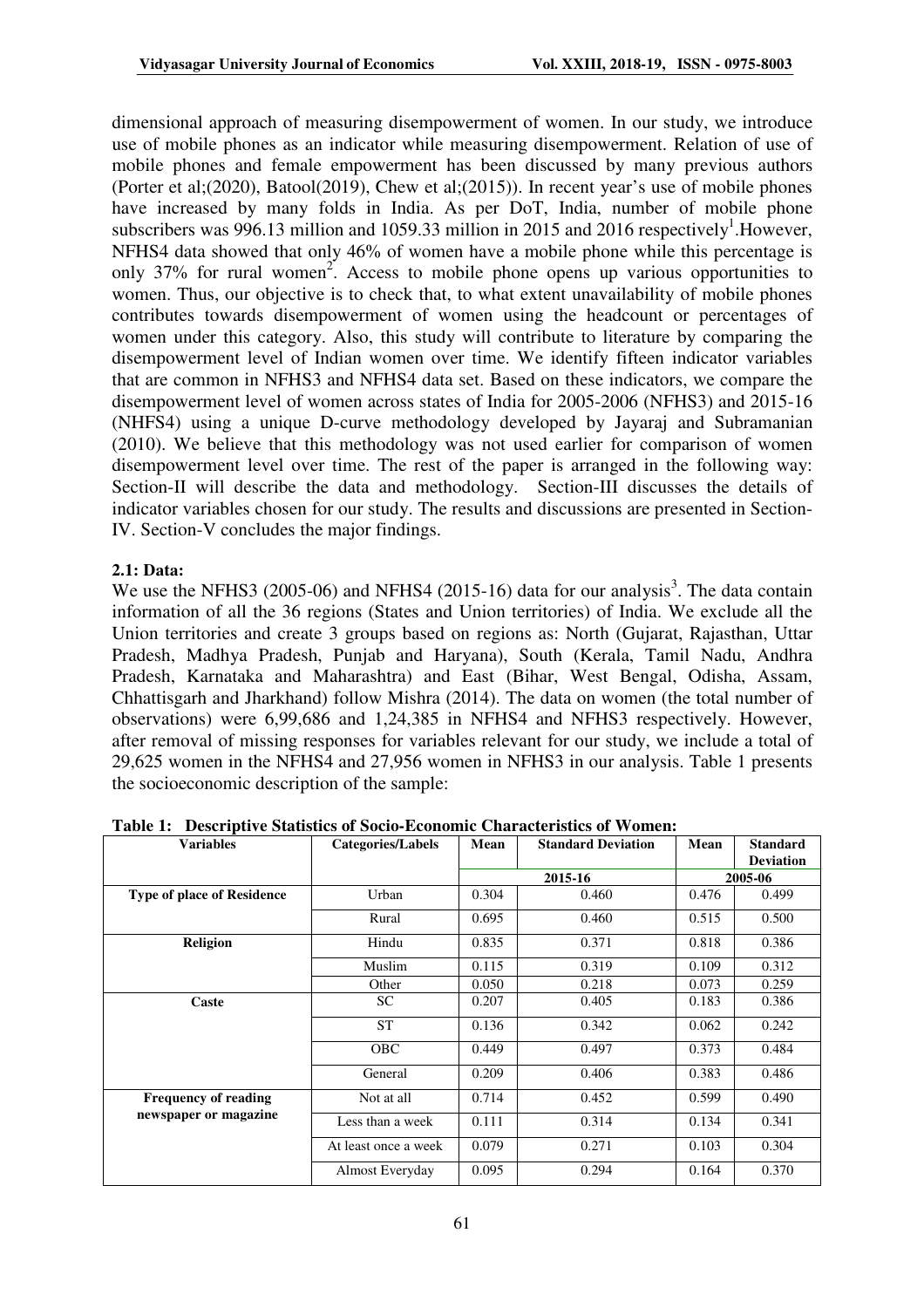dimensional approach of measuring disempowerment of women. In our study, we introduce use of mobile phones as an indicator while measuring disempowerment. Relation of use of mobile phones and female empowerment has been discussed by many previous authors (Porter et al;(2020), Batool(2019), Chew et al;(2015)). In recent year's use of mobile phones have increased by many folds in India. As per DoT, India, number of mobile phone subscribers was 996.13 million and 1059.33 million in 2015 and 2016 respectively[1].However, NFHS4 data showed that only 46% of women have a mobile phone while this percentage is only 37% for rural women[2]. Access to mobile phone opens up various opportunities to women. Thus, our objective is to check that, to what extent unavailability of mobile phones contributes towards disempowerment of women using the headcount or percentages of women under this category. Also, this study will contribute to literature by comparing the disempowerment level of Indian women over time. We identify fifteen indicator variables that are common in NFHS3 and NFHS4 data set. Based on these indicators, we compare the disempowerment level of women across states of India for 2005-2006 (NFHS3) and 2015-16 (NHFS4) using a unique D-curve methodology developed by Jayaraj and Subramanian (2010). We believe that this methodology was not used earlier for comparison of women disempowerment level over time. The rest of the paper is arranged in the following way: Section-II will describe the data and methodology. Section-III discusses the details of indicator variables chosen for our study. The results and discussions are presented in Section-IV. Section-V concludes the major findings.

**2.1: Data:**

We use the NFHS3 (2005-06) and NFHS4 (2015-16) data for our analysis[3]. The data contain information of all the 36 regions (States and Union territories) of India. We exclude all the Union territories and create 3 groups based on regions as: North (Gujarat, Rajasthan, Uttar Pradesh, Madhya Pradesh, Punjab and Haryana), South (Kerala, Tamil Nadu, Andhra Pradesh, Karnataka and Maharashtra) and East (Bihar, West Bengal, Odisha, Assam, Chhattisgarh and Jharkhand) follow Mishra (2014). The data on women (the total number of observations) were 6,99,686 and 1,24,385 in NFHS4 and NFHS3 respectively. However, after removal of missing responses for variables relevant for our study, we include a total of 29,625 women in the NFHS4 and 27,956 women in NFHS3 in our analysis. Table 1 presents the socioeconomic description of the sample:

**Table 1: Descriptive Statistics of Socio-Economic Characteristics of Women:**

| Variables | Categories/Labels | Mean | Standard Deviation | Mean | Standard Deviation |
|---|---|---|---|---|---|
| | | 2015-16 | | 2005-06 | |
| **Type of place of Residence** | Urban | 0.304 | 0.460 | 0.476 | 0.499 |
| | Rural | 0.695 | 0.460 | 0.515 | 0.500 |
| **Religion** | Hindu | 0.835 | 0.371 | 0.818 | 0.386 |
| | Muslim | 0.115 | 0.319 | 0.109 | 0.312 |
| | Other | 0.050 | 0.218 | 0.073 | 0.259 |
| **Caste** | SC | 0.207 | 0.405 | 0.183 | 0.386 |
| | ST | 0.136 | 0.342 | 0.062 | 0.242 |
| | OBC | 0.449 | 0.497 | 0.373 | 0.484 |
| | General | 0.209 | 0.406 | 0.383 | 0.486 |
| **Frequency of reading newspaper or magazine** | Not at all | 0.714 | 0.452 | 0.599 | 0.490 |
| | Less than a week | 0.111 | 0.314 | 0.134 | 0.341 |
| | At least once a week | 0.079 | 0.271 | 0.103 | 0.304 |
| | Almost Everyday | 0.095 | 0.294 | 0.164 | 0.370 |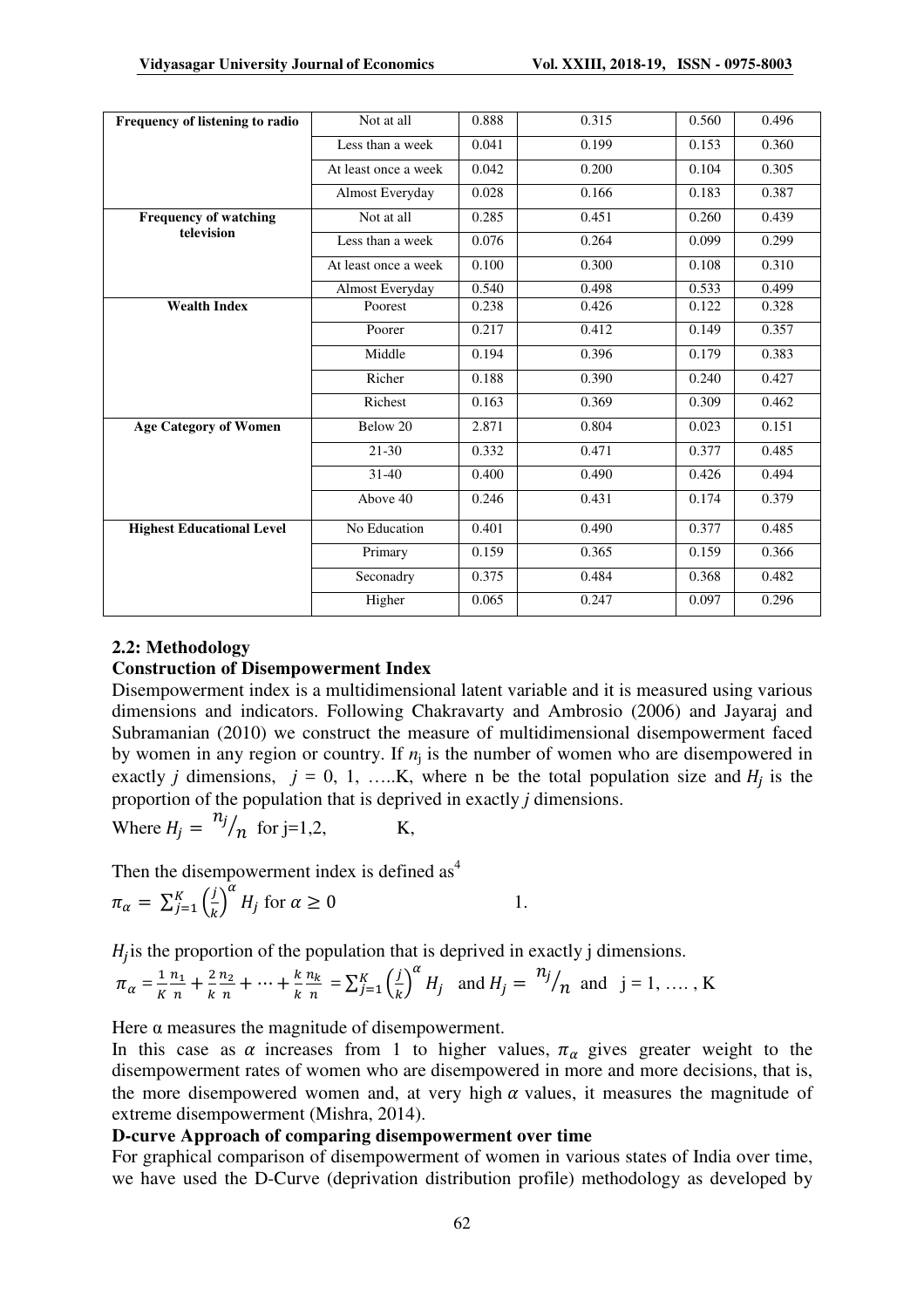| Frequency of listening to radio | Not at all | 0.888 | 0.315 | 0.560 | 0.496 |
|---|---|---|---|---|---|
| | Less than a week | 0.041 | 0.199 | 0.153 | 0.360 |
| | At least once a week | 0.042 | 0.200 | 0.104 | 0.305 |
| | Almost Everyday | 0.028 | 0.166 | 0.183 | 0.387 |
| **Frequency of watching television** | Not at all | 0.285 | 0.451 | 0.260 | 0.439 |
| | Less than a week | 0.076 | 0.264 | 0.099 | 0.299 |
| | At least once a week | 0.100 | 0.300 | 0.108 | 0.310 |
| | Almost Everyday | 0.540 | 0.498 | 0.533 | 0.499 |
| **Wealth Index** | Poorest | 0.238 | 0.426 | 0.122 | 0.328 |
| | Poorer | 0.217 | 0.412 | 0.149 | 0.357 |
| | Middle | 0.194 | 0.396 | 0.179 | 0.383 |
| | Richer | 0.188 | 0.390 | 0.240 | 0.427 |
| | Richest | 0.163 | 0.369 | 0.309 | 0.462 |
| **Age Category of Women** | Below 20 | 2.871 | 0.804 | 0.023 | 0.151 |
| | 21-30 | 0.332 | 0.471 | 0.377 | 0.485 |
| | 31-40 | 0.400 | 0.490 | 0.426 | 0.494 |
| | Above 40 | 0.246 | 0.431 | 0.174 | 0.379 |
| **Highest Educational Level** | No Education | 0.401 | 0.490 | 0.377 | 0.485 |
| | Primary | 0.159 | 0.365 | 0.159 | 0.366 |
| | Seconadry | 0.375 | 0.484 | 0.368 | 0.482 |
| | Higher | 0.065 | 0.247 | 0.097 | 0.296 |

## 2.2: Methodology

### Construction of Disempowerment Index

Disempowerment index is a multidimensional latent variable and it is measured using various dimensions and indicators. Following Chakravarty and Ambrosio (2006) and Jayaraj and Subramanian (2010) we construct the measure of multidimensional disempowerment faced by women in any region or country. If $n_j$ is the number of women who are disempowered in exactly $j$ dimensions, $j = 0, 1, \ldots K$, where n be the total population size and $H_j$ is the proportion of the population that is deprived in exactly $j$ dimensions.

Where $H_j = {n_j}/{n}$ for j=1,2, K,

Then the disempowerment index is defined as[4]

$$\pi_\alpha = \sum_{j=1}^{K} \left(\frac{j}{k}\right)^{\alpha} H_j \text{ for } \alpha \geq 0 \qquad 1.$$

$H_j$ is the proportion of the population that is deprived in exactly j dimensions.

$$\pi_\alpha = \frac{1}{K}\frac{n_1}{n} + \frac{2}{k}\frac{n_2}{n} + \cdots + \frac{k}{k}\frac{n_k}{n} = \sum_{j=1}^{K} \left(\frac{j}{k}\right)^{\alpha} H_j \quad \text{and } H_j = {n_j}/{n} \text{ and } j = 1, \ldots, K$$

Here α measures the magnitude of disempowerment.

In this case as $\alpha$ increases from 1 to higher values, $\pi_\alpha$ gives greater weight to the disempowerment rates of women who are disempowered in more and more decisions, that is, the more disempowered women and, at very high $\alpha$ values, it measures the magnitude of extreme disempowerment (Mishra, 2014).

### D-curve Approach of comparing disempowerment over time

For graphical comparison of disempowerment of women in various states of India over time, we have used the D-Curve (deprivation distribution profile) methodology as developed by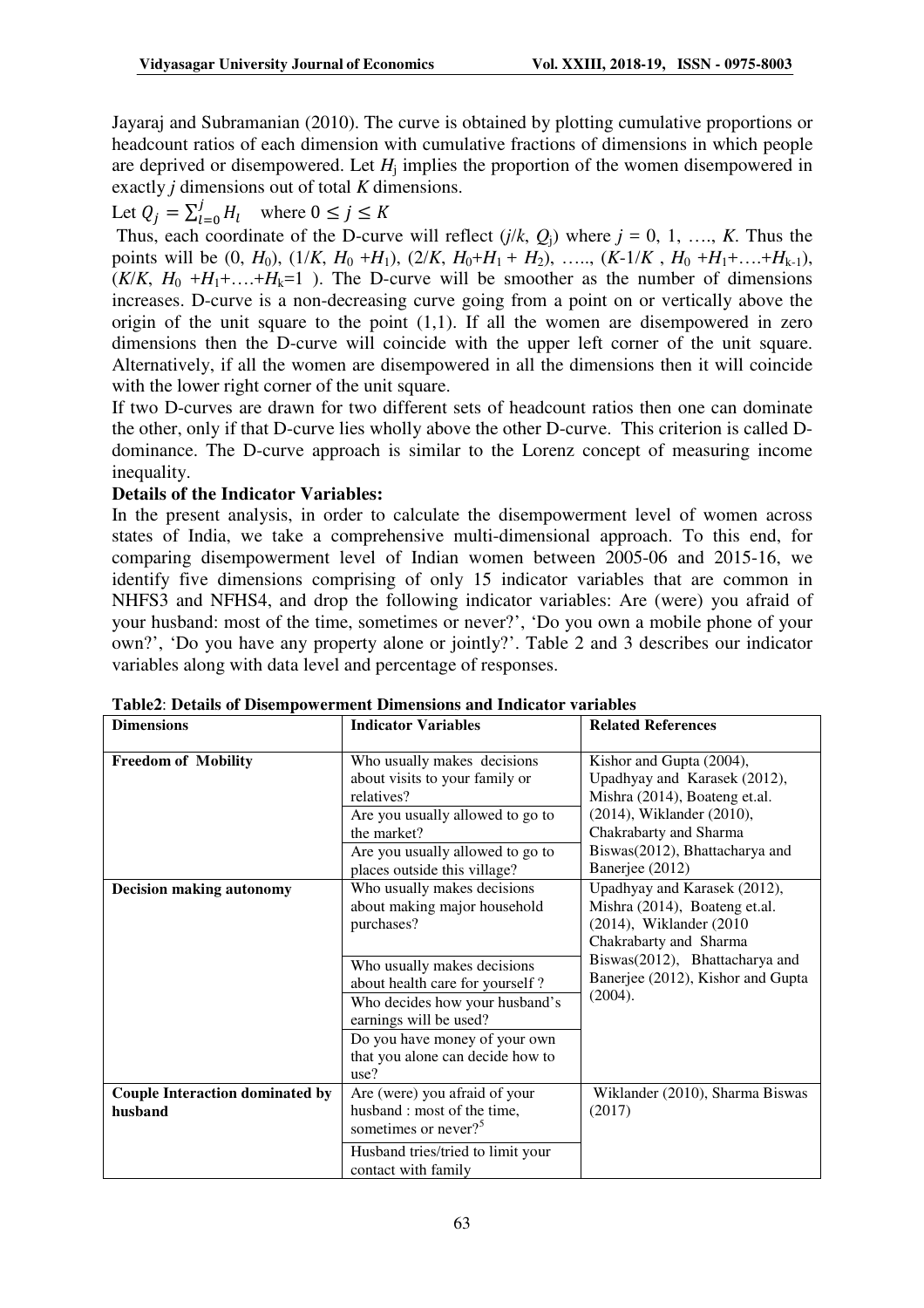Jayaraj and Subramanian (2010). The curve is obtained by plotting cumulative proportions or headcount ratios of each dimension with cumulative fractions of dimensions in which people are deprived or disempowered. Let $H_j$ implies the proportion of the women disempowered in exactly $j$ dimensions out of total $K$ dimensions.

Let $Q_j = \sum_{l=0}^{j} H_l$ where $0 \leq j \leq K$

Thus, each coordinate of the D-curve will reflect ($j/k$, $Q_j$) where $j$ = 0, 1, …., $K$. Thus the points will be (0, $H_0$), (1/$K$, $H_0$ +$H_1$), (2/$K$, $H_0$+$H_1$ + $H_2$), ….., ($K$-1/$K$ , $H_0$ +$H_1$+….+$H_{k-1}$), ($K/K$, $H_0$ +$H_1$+….+$H_k$=1 ). The D-curve will be smoother as the number of dimensions increases. D-curve is a non-decreasing curve going from a point on or vertically above the origin of the unit square to the point (1,1). If all the women are disempowered in zero dimensions then the D-curve will coincide with the upper left corner of the unit square. Alternatively, if all the women are disempowered in all the dimensions then it will coincide with the lower right corner of the unit square.

If two D-curves are drawn for two different sets of headcount ratios then one can dominate the other, only if that D-curve lies wholly above the other D-curve. This criterion is called D-dominance. The D-curve approach is similar to the Lorenz concept of measuring income inequality.

**Details of the Indicator Variables:**

In the present analysis, in order to calculate the disempowerment level of women across states of India, we take a comprehensive multi-dimensional approach. To this end, for comparing disempowerment level of Indian women between 2005-06 and 2015-16, we identify five dimensions comprising of only 15 indicator variables that are common in NHFS3 and NFHS4, and drop the following indicator variables: Are (were) you afraid of your husband: most of the time, sometimes or never?', 'Do you own a mobile phone of your own?', 'Do you have any property alone or jointly?'. Table 2 and 3 describes our indicator variables along with data level and percentage of responses.

**Table2**: **Details of Disempowerment Dimensions and Indicator variables**

| Dimensions | Indicator Variables | Related References |
|---|---|---|
| **Freedom of Mobility** | Who usually makes decisions about visits to your family or relatives? | Kishor and Gupta (2004), Upadhyay and Karasek (2012), Mishra (2014), Boateng et.al. (2014), Wiklander (2010), Chakrabarty and Sharma Biswas(2012), Bhattacharya and Banerjee (2012) |
| | Are you usually allowed to go to the market? | |
| | Are you usually allowed to go to places outside this village? | |
| **Decision making autonomy** | Who usually makes decisions about making major household purchases? | Upadhyay and Karasek (2012), Mishra (2014), Boateng et.al. (2014), Wiklander (2010 Chakrabarty and Sharma Biswas(2012), Bhattacharya and Banerjee (2012), Kishor and Gupta (2004). |
| | Who usually makes decisions about health care for yourself ? | |
| | Who decides how your husband's earnings will be used? | |
| | Do you have money of your own that you alone can decide how to use? | |
| **Couple Interaction dominated by husband** | Are (were) you afraid of your husband : most of the time, sometimes or never?[5] | Wiklander (2010), Sharma Biswas (2017) |
| | Husband tries/tried to limit your contact with family | |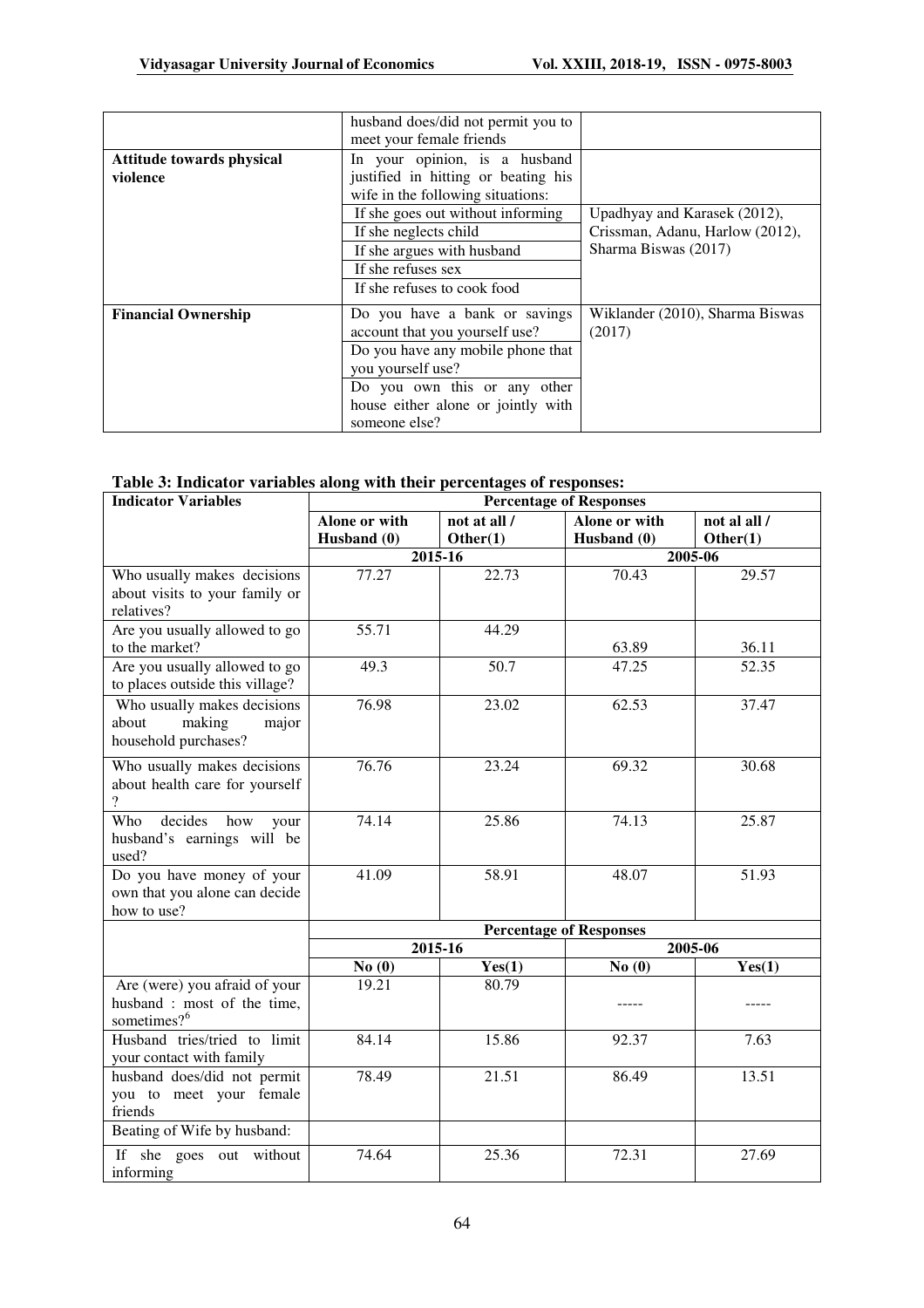| | husband does/did not permit you to meet your female friends | |
|---|---|---|
| **Attitude towards physical violence** | In your opinion, is a husband justified in hitting or beating his wife in the following situations: | |
| | If she goes out without informing | Upadhyay and Karasek (2012), Crissman, Adanu, Harlow (2012), Sharma Biswas (2017) |
| | If she neglects child | |
| | If she argues with husband | |
| | If she refuses sex | |
| | If she refuses to cook food | |
| **Financial Ownership** | Do you have a bank or savings account that you yourself use? | Wiklander (2010), Sharma Biswas (2017) |
| | Do you have any mobile phone that you yourself use? | |
| | Do you own this or any other house either alone or jointly with someone else? | |

**Table 3: Indicator variables along with their percentages of responses:**

| Indicator Variables | Percentage of Responses | | | |
|---|---|---|---|---|
| | **Alone or with Husband (0)** | **not at all / Other(1)** | **Alone or with Husband (0)** | **not al all / Other(1)** |
| | **2015-16** | | **2005-06** | |
| Who usually makes decisions about visits to your family or relatives? | 77.27 | 22.73 | 70.43 | 29.57 |
| Are you usually allowed to go to the market? | 55.71 | 44.29 | 63.89 | 36.11 |
| Are you usually allowed to go to places outside this village? | 49.3 | 50.7 | 47.25 | 52.35 |
| Who usually makes decisions about making major household purchases? | 76.98 | 23.02 | 62.53 | 37.47 |
| Who usually makes decisions about health care for yourself ? | 76.76 | 23.24 | 69.32 | 30.68 |
| Who decides how your husband's earnings will be used? | 74.14 | 25.86 | 74.13 | 25.87 |
| Do you have money of your own that you alone can decide how to use? | 41.09 | 58.91 | 48.07 | 51.93 |
| | **Percentage of Responses** | | | |
| | **2015-16** | | **2005-06** | |
| | **No (0)** | **Yes(1)** | **No (0)** | **Yes(1)** |
| Are (were) you afraid of your husband : most of the time, sometimes?[6] | 19.21 | 80.79 | ----- | ----- |
| Husband tries/tried to limit your contact with family | 84.14 | 15.86 | 92.37 | 7.63 |
| husband does/did not permit you to meet your female friends | 78.49 | 21.51 | 86.49 | 13.51 |
| Beating of Wife by husband: | | | | |
| If she goes out without informing | 74.64 | 25.36 | 72.31 | 27.69 |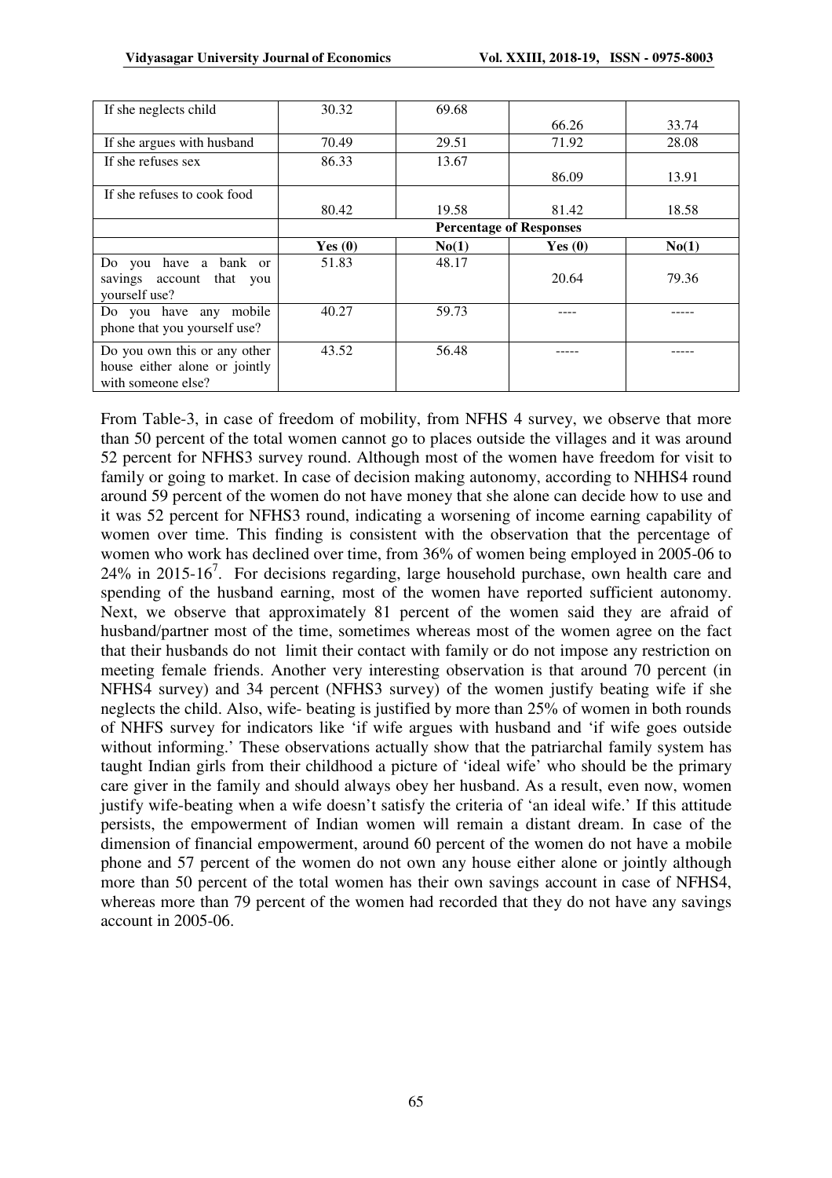| | | | | |
|---|---|---|---|---|
| If she neglects child | 30.32 | 69.68 | 66.26 | 33.74 |
| If she argues with husband | 70.49 | 29.51 | 71.92 | 28.08 |
| If she refuses sex | 86.33 | 13.67 | 86.09 | 13.91 |
| If she refuses to cook food | 80.42 | 19.58 | 81.42 | 18.58 |
| | **Percentage of Responses** | | | |
| | **Yes (0)** | **No(1)** | **Yes (0)** | **No(1)** |
| Do you have a bank or savings account that you yourself use? | 51.83 | 48.17 | 20.64 | 79.36 |
| Do you have any mobile phone that you yourself use? | 40.27 | 59.73 | ---- | ----- |
| Do you own this or any other house either alone or jointly with someone else? | 43.52 | 56.48 | ----- | ----- |

From Table-3, in case of freedom of mobility, from NFHS 4 survey, we observe that more than 50 percent of the total women cannot go to places outside the villages and it was around 52 percent for NFHS3 survey round. Although most of the women have freedom for visit to family or going to market. In case of decision making autonomy, according to NHHS4 round around 59 percent of the women do not have money that she alone can decide how to use and it was 52 percent for NFHS3 round, indicating a worsening of income earning capability of women over time. This finding is consistent with the observation that the percentage of women who work has declined over time, from 36% of women being employed in 2005-06 to 24% in 2015-16[7]. For decisions regarding, large household purchase, own health care and spending of the husband earning, most of the women have reported sufficient autonomy. Next, we observe that approximately 81 percent of the women said they are afraid of husband/partner most of the time, sometimes whereas most of the women agree on the fact that their husbands do not limit their contact with family or do not impose any restriction on meeting female friends. Another very interesting observation is that around 70 percent (in NFHS4 survey) and 34 percent (NFHS3 survey) of the women justify beating wife if she neglects the child. Also, wife- beating is justified by more than 25% of women in both rounds of NHFS survey for indicators like 'if wife argues with husband and 'if wife goes outside without informing.' These observations actually show that the patriarchal family system has taught Indian girls from their childhood a picture of 'ideal wife' who should be the primary care giver in the family and should always obey her husband. As a result, even now, women justify wife-beating when a wife doesn't satisfy the criteria of 'an ideal wife.' If this attitude persists, the empowerment of Indian women will remain a distant dream. In case of the dimension of financial empowerment, around 60 percent of the women do not have a mobile phone and 57 percent of the women do not own any house either alone or jointly although more than 50 percent of the total women has their own savings account in case of NFHS4, whereas more than 79 percent of the women had recorded that they do not have any savings account in 2005-06.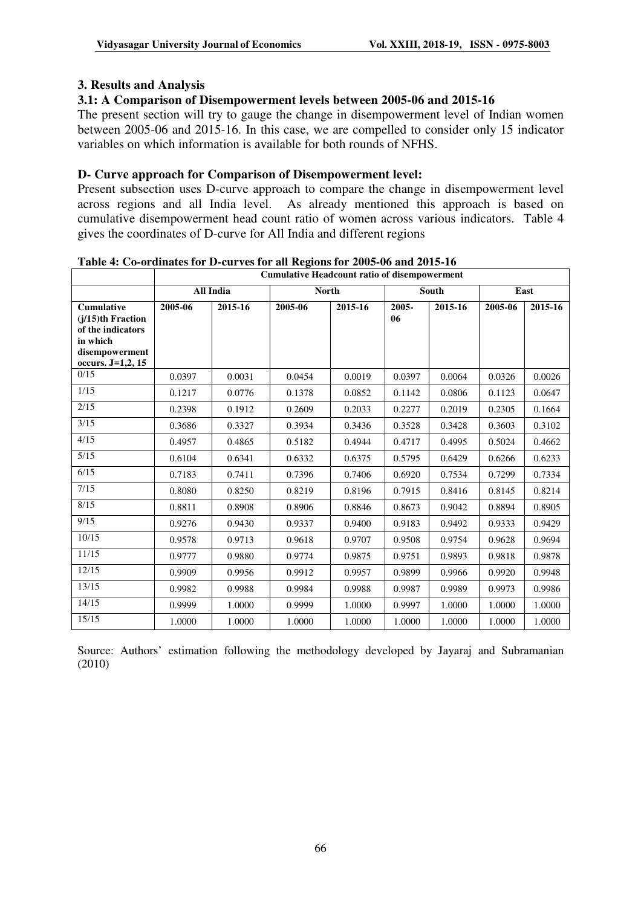## 3. Results and Analysis

### 3.1: A Comparison of Disempowerment levels between 2005-06 and 2015-16

The present section will try to gauge the change in disempowerment level of Indian women between 2005-06 and 2015-16. In this case, we are compelled to consider only 15 indicator variables on which information is available for both rounds of NFHS.

### D- Curve approach for Comparison of Disempowerment level:

Present subsection uses D-curve approach to compare the change in disempowerment level across regions and all India level. As already mentioned this approach is based on cumulative disempowerment head count ratio of women across various indicators. Table 4 gives the coordinates of D-curve for All India and different regions

**Table 4: Co-ordinates for D-curves for all Regions for 2005-06 and 2015-16**

| | Cumulative Headcount ratio of disempowerment | | | | | | | |
|---|---|---|---|---|---|---|---|---|
| | All India | | North | | South | | East | |
| **Cumulative (j/15)th Fraction of the indicators in which disempowerment occurs. J=1,2, 15** | **2005-06** | **2015-16** | **2005-06** | **2015-16** | **2005-06** | **2015-16** | **2005-06** | **2015-16** |
| 0/15 | 0.0397 | 0.0031 | 0.0454 | 0.0019 | 0.0397 | 0.0064 | 0.0326 | 0.0026 |
| 1/15 | 0.1217 | 0.0776 | 0.1378 | 0.0852 | 0.1142 | 0.0806 | 0.1123 | 0.0647 |
| 2/15 | 0.2398 | 0.1912 | 0.2609 | 0.2033 | 0.2277 | 0.2019 | 0.2305 | 0.1664 |
| 3/15 | 0.3686 | 0.3327 | 0.3934 | 0.3436 | 0.3528 | 0.3428 | 0.3603 | 0.3102 |
| 4/15 | 0.4957 | 0.4865 | 0.5182 | 0.4944 | 0.4717 | 0.4995 | 0.5024 | 0.4662 |
| 5/15 | 0.6104 | 0.6341 | 0.6332 | 0.6375 | 0.5795 | 0.6429 | 0.6266 | 0.6233 |
| 6/15 | 0.7183 | 0.7411 | 0.7396 | 0.7406 | 0.6920 | 0.7534 | 0.7299 | 0.7334 |
| 7/15 | 0.8080 | 0.8250 | 0.8219 | 0.8196 | 0.7915 | 0.8416 | 0.8145 | 0.8214 |
| 8/15 | 0.8811 | 0.8908 | 0.8906 | 0.8846 | 0.8673 | 0.9042 | 0.8894 | 0.8905 |
| 9/15 | 0.9276 | 0.9430 | 0.9337 | 0.9400 | 0.9183 | 0.9492 | 0.9333 | 0.9429 |
| 10/15 | 0.9578 | 0.9713 | 0.9618 | 0.9707 | 0.9508 | 0.9754 | 0.9628 | 0.9694 |
| 11/15 | 0.9777 | 0.9880 | 0.9774 | 0.9875 | 0.9751 | 0.9893 | 0.9818 | 0.9878 |
| 12/15 | 0.9909 | 0.9956 | 0.9912 | 0.9957 | 0.9899 | 0.9966 | 0.9920 | 0.9948 |
| 13/15 | 0.9982 | 0.9988 | 0.9984 | 0.9988 | 0.9987 | 0.9989 | 0.9973 | 0.9986 |
| 14/15 | 0.9999 | 1.0000 | 0.9999 | 1.0000 | 0.9997 | 1.0000 | 1.0000 | 1.0000 |
| 15/15 | 1.0000 | 1.0000 | 1.0000 | 1.0000 | 1.0000 | 1.0000 | 1.0000 | 1.0000 |

Source: Authors' estimation following the methodology developed by Jayaraj and Subramanian (2010)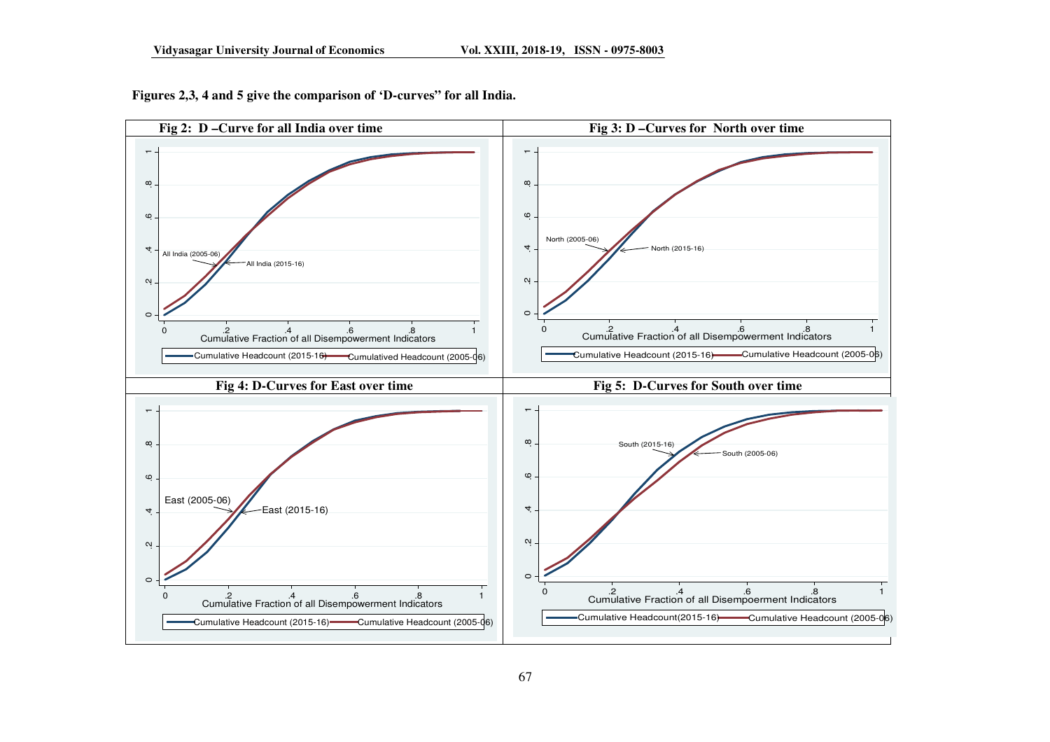**Figures 2,3, 4 and 5 give the comparison of 'D-curves" for all India.**

**Fig 2: D –Curve for all India over time**

**Fig 3: D –Curves for North over time**

**Fig 4: D-Curves for East over time**

**Fig 5: D-Curves for South over time**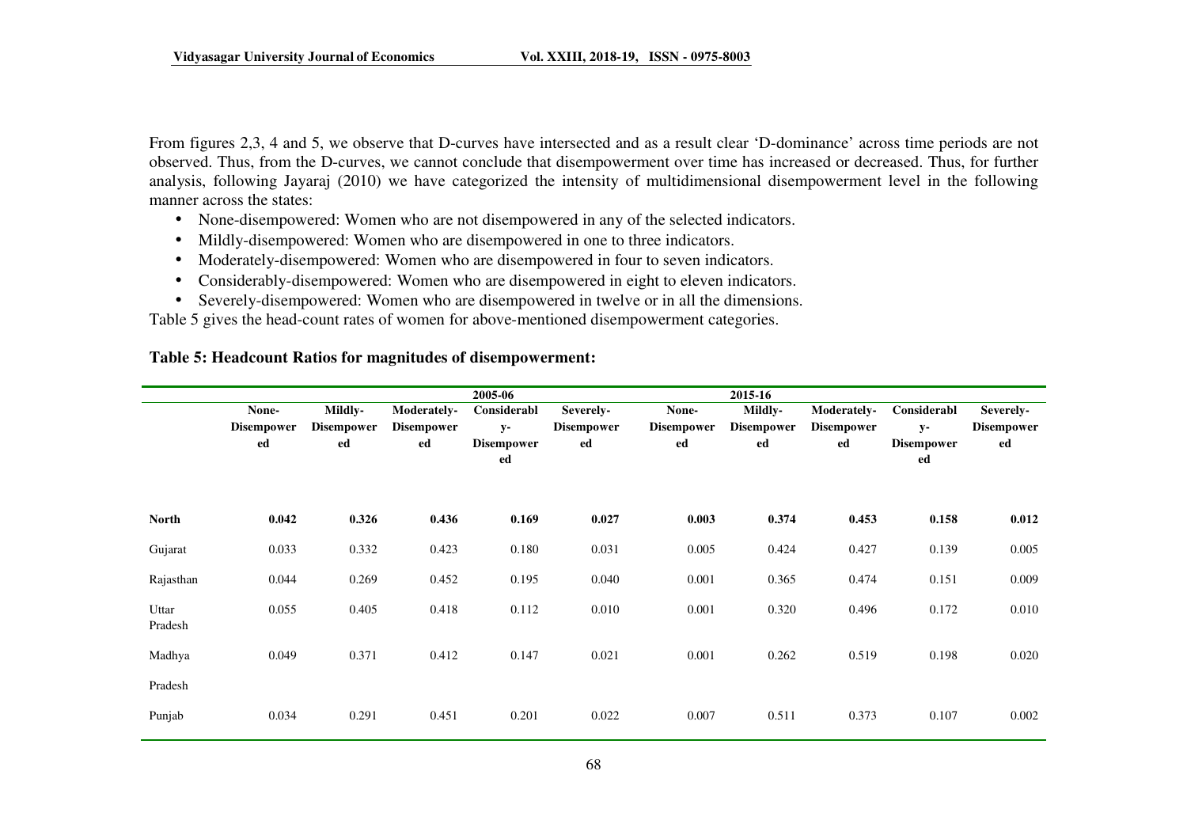From figures 2,3, 4 and 5, we observe that D-curves have intersected and as a result clear 'D-dominance' across time periods are not observed. Thus, from the D-curves, we cannot conclude that disempowerment over time has increased or decreased. Thus, for further analysis, following Jayaraj (2010) we have categorized the intensity of multidimensional disempowerment level in the following manner across the states:

- None-disempowered: Women who are not disempowered in any of the selected indicators.
- Mildly-disempowered: Women who are disempowered in one to three indicators.
- Moderately-disempowered: Women who are disempowered in four to seven indicators.
- Considerably-disempowered: Women who are disempowered in eight to eleven indicators.
- Severely-disempowered: Women who are disempowered in twelve or in all the dimensions.

Table 5 gives the head-count rates of women for above-mentioned disempowerment categories.

**Table 5: Headcount Ratios for magnitudes of disempowerment:**

| | 2005-06 | | | | | 2015-16 | | | | |
|---|---|---|---|---|---|---|---|---|---|---|
| | **None-Disempowered** | **Mildly-Disempowered** | **Moderately-Disempowered** | **Considerably-Disempowered** | **Severely-Disempowered** | **None-Disempowered** | **Mildly-Disempowered** | **Moderately-Disempowered** | **Considerably-Disempowered** | **Severely-Disempowered** |
| **North** | **0.042** | **0.326** | **0.436** | **0.169** | **0.027** | **0.003** | **0.374** | **0.453** | **0.158** | **0.012** |
| Gujarat | 0.033 | 0.332 | 0.423 | 0.180 | 0.031 | 0.005 | 0.424 | 0.427 | 0.139 | 0.005 |
| Rajasthan | 0.044 | 0.269 | 0.452 | 0.195 | 0.040 | 0.001 | 0.365 | 0.474 | 0.151 | 0.009 |
| Uttar Pradesh | 0.055 | 0.405 | 0.418 | 0.112 | 0.010 | 0.001 | 0.320 | 0.496 | 0.172 | 0.010 |
| Madhya Pradesh | 0.049 | 0.371 | 0.412 | 0.147 | 0.021 | 0.001 | 0.262 | 0.519 | 0.198 | 0.020 |
| Punjab | 0.034 | 0.291 | 0.451 | 0.201 | 0.022 | 0.007 | 0.511 | 0.373 | 0.107 | 0.002 |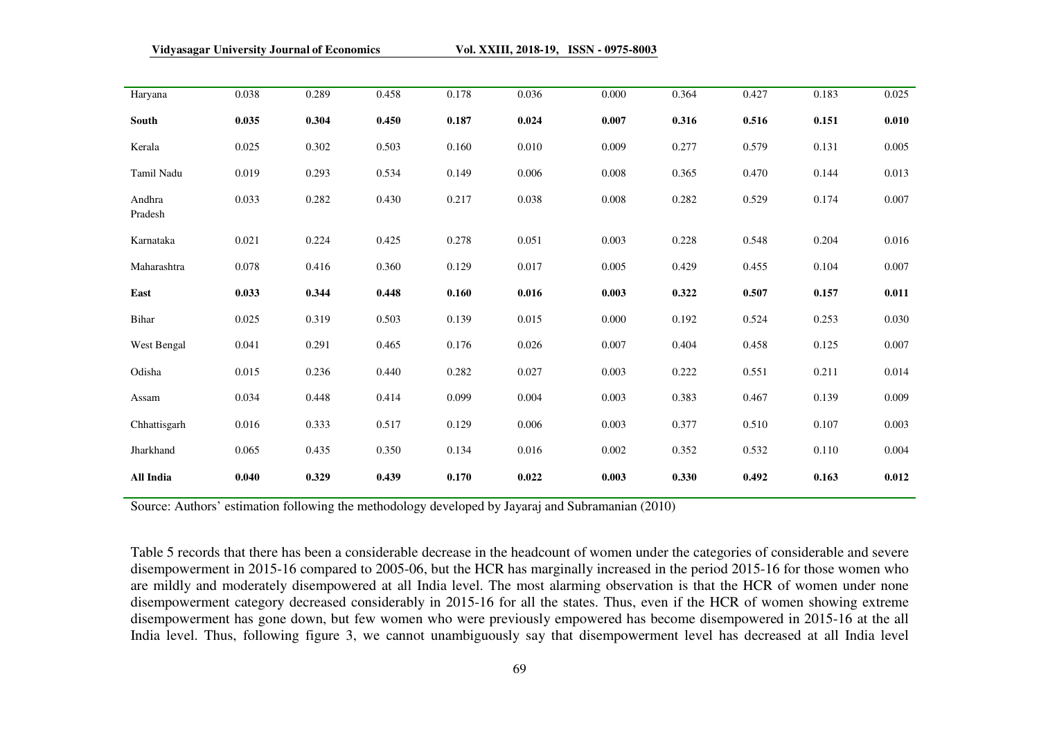| | | | | | | | | | | |
|---|---|---|---|---|---|---|---|---|---|---|
| Haryana | 0.038 | 0.289 | 0.458 | 0.178 | 0.036 | 0.000 | 0.364 | 0.427 | 0.183 | 0.025 |
| **South** | **0.035** | **0.304** | **0.450** | **0.187** | **0.024** | **0.007** | **0.316** | **0.516** | **0.151** | **0.010** |
| Kerala | 0.025 | 0.302 | 0.503 | 0.160 | 0.010 | 0.009 | 0.277 | 0.579 | 0.131 | 0.005 |
| Tamil Nadu | 0.019 | 0.293 | 0.534 | 0.149 | 0.006 | 0.008 | 0.365 | 0.470 | 0.144 | 0.013 |
| Andhra Pradesh | 0.033 | 0.282 | 0.430 | 0.217 | 0.038 | 0.008 | 0.282 | 0.529 | 0.174 | 0.007 |
| Karnataka | 0.021 | 0.224 | 0.425 | 0.278 | 0.051 | 0.003 | 0.228 | 0.548 | 0.204 | 0.016 |
| Maharashtra | 0.078 | 0.416 | 0.360 | 0.129 | 0.017 | 0.005 | 0.429 | 0.455 | 0.104 | 0.007 |
| **East** | **0.033** | **0.344** | **0.448** | **0.160** | **0.016** | **0.003** | **0.322** | **0.507** | **0.157** | **0.011** |
| Bihar | 0.025 | 0.319 | 0.503 | 0.139 | 0.015 | 0.000 | 0.192 | 0.524 | 0.253 | 0.030 |
| West Bengal | 0.041 | 0.291 | 0.465 | 0.176 | 0.026 | 0.007 | 0.404 | 0.458 | 0.125 | 0.007 |
| Odisha | 0.015 | 0.236 | 0.440 | 0.282 | 0.027 | 0.003 | 0.222 | 0.551 | 0.211 | 0.014 |
| Assam | 0.034 | 0.448 | 0.414 | 0.099 | 0.004 | 0.003 | 0.383 | 0.467 | 0.139 | 0.009 |
| Chhattisgarh | 0.016 | 0.333 | 0.517 | 0.129 | 0.006 | 0.003 | 0.377 | 0.510 | 0.107 | 0.003 |
| Jharkhand | 0.065 | 0.435 | 0.350 | 0.134 | 0.016 | 0.002 | 0.352 | 0.532 | 0.110 | 0.004 |
| **All India** | **0.040** | **0.329** | **0.439** | **0.170** | **0.022** | **0.003** | **0.330** | **0.492** | **0.163** | **0.012** |

Source: Authors' estimation following the methodology developed by Jayaraj and Subramanian (2010)

Table 5 records that there has been a considerable decrease in the headcount of women under the categories of considerable and severe disempowerment in 2015-16 compared to 2005-06, but the HCR has marginally increased in the period 2015-16 for those women who are mildly and moderately disempowered at all India level. The most alarming observation is that the HCR of women under none disempowerment category decreased considerably in 2015-16 for all the states. Thus, even if the HCR of women showing extreme disempowerment has gone down, but few women who were previously empowered has become disempowered in 2015-16 at the all India level. Thus, following figure 3, we cannot unambiguously say that disempowerment level has decreased at all India level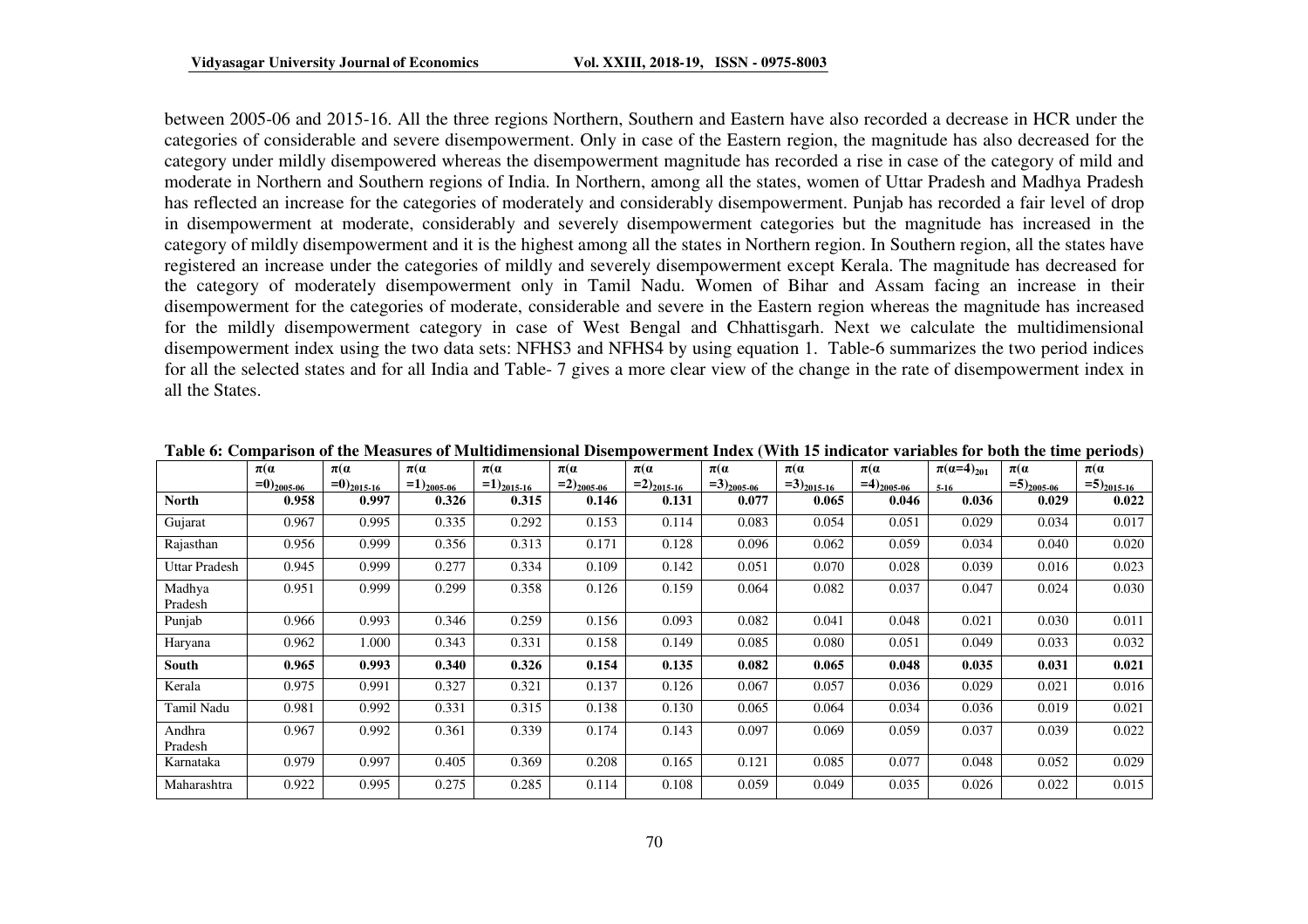between 2005-06 and 2015-16. All the three regions Northern, Southern and Eastern have also recorded a decrease in HCR under the categories of considerable and severe disempowerment. Only in case of the Eastern region, the magnitude has also decreased for the category under mildly disempowered whereas the disempowerment magnitude has recorded a rise in case of the category of mild and moderate in Northern and Southern regions of India. In Northern, among all the states, women of Uttar Pradesh and Madhya Pradesh has reflected an increase for the categories of moderately and considerably disempowerment. Punjab has recorded a fair level of drop in disempowerment at moderate, considerably and severely disempowerment categories but the magnitude has increased in the category of mildly disempowerment and it is the highest among all the states in Northern region. In Southern region, all the states have registered an increase under the categories of mildly and severely disempowerment except Kerala. The magnitude has decreased for the category of moderately disempowerment only in Tamil Nadu. Women of Bihar and Assam facing an increase in their disempowerment for the categories of moderate, considerable and severe in the Eastern region whereas the magnitude has increased for the mildly disempowerment category in case of West Bengal and Chhattisgarh. Next we calculate the multidimensional disempowerment index using the two data sets: NFHS3 and NFHS4 by using equation 1. Table-6 summarizes the two period indices for all the selected states and for all India and Table- 7 gives a more clear view of the change in the rate of disempowerment index in all the States.

**Table 6: Comparison of the Measures of Multidimensional Disempowerment Index (With 15 indicator variables for both the time periods)**

| | $\pi(\alpha=0)_{2005\text{-}06}$ | $\pi(\alpha=0)_{2015\text{-}16}$ | $\pi(\alpha=1)_{2005\text{-}06}$ | $\pi(\alpha=1)_{2015\text{-}16}$ | $\pi(\alpha=2)_{2005\text{-}06}$ | $\pi(\alpha=2)_{2015\text{-}16}$ | $\pi(\alpha=3)_{2005\text{-}06}$ | $\pi(\alpha=3)_{2015\text{-}16}$ | $\pi(\alpha=4)_{2005\text{-}06}$ | $\pi(\alpha=4)_{2015\text{-}16}$ | $\pi(\alpha=5)_{2005\text{-}06}$ | $\pi(\alpha=5)_{2015\text{-}16}$ |
|---|---|---|---|---|---|---|---|---|---|---|---|---|
| **North** | **0.958** | **0.997** | **0.326** | **0.315** | **0.146** | **0.131** | **0.077** | **0.065** | **0.046** | **0.036** | **0.029** | **0.022** |
| Gujarat | 0.967 | 0.995 | 0.335 | 0.292 | 0.153 | 0.114 | 0.083 | 0.054 | 0.051 | 0.029 | 0.034 | 0.017 |
| Rajasthan | 0.956 | 0.999 | 0.356 | 0.313 | 0.171 | 0.128 | 0.096 | 0.062 | 0.059 | 0.034 | 0.040 | 0.020 |
| Uttar Pradesh | 0.945 | 0.999 | 0.277 | 0.334 | 0.109 | 0.142 | 0.051 | 0.070 | 0.028 | 0.039 | 0.016 | 0.023 |
| Madhya Pradesh | 0.951 | 0.999 | 0.299 | 0.358 | 0.126 | 0.159 | 0.064 | 0.082 | 0.037 | 0.047 | 0.024 | 0.030 |
| Punjab | 0.966 | 0.993 | 0.346 | 0.259 | 0.156 | 0.093 | 0.082 | 0.041 | 0.048 | 0.021 | 0.030 | 0.011 |
| Haryana | 0.962 | 1.000 | 0.343 | 0.331 | 0.158 | 0.149 | 0.085 | 0.080 | 0.051 | 0.049 | 0.033 | 0.032 |
| **South** | **0.965** | **0.993** | **0.340** | **0.326** | **0.154** | **0.135** | **0.082** | **0.065** | **0.048** | **0.035** | **0.031** | **0.021** |
| Kerala | 0.975 | 0.991 | 0.327 | 0.321 | 0.137 | 0.126 | 0.067 | 0.057 | 0.036 | 0.029 | 0.021 | 0.016 |
| Tamil Nadu | 0.981 | 0.992 | 0.331 | 0.315 | 0.138 | 0.130 | 0.065 | 0.064 | 0.034 | 0.036 | 0.019 | 0.021 |
| Andhra Pradesh | 0.967 | 0.992 | 0.361 | 0.339 | 0.174 | 0.143 | 0.097 | 0.069 | 0.059 | 0.037 | 0.039 | 0.022 |
| Karnataka | 0.979 | 0.997 | 0.405 | 0.369 | 0.208 | 0.165 | 0.121 | 0.085 | 0.077 | 0.048 | 0.052 | 0.029 |
| Maharashtra | 0.922 | 0.995 | 0.275 | 0.285 | 0.114 | 0.108 | 0.059 | 0.049 | 0.035 | 0.026 | 0.022 | 0.015 |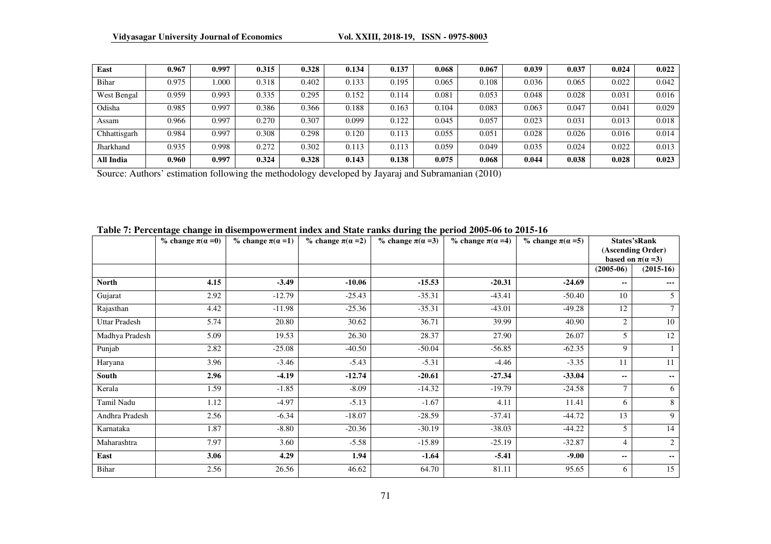| East | 0.967 | 0.997 | 0.315 | 0.328 | 0.134 | 0.137 | 0.068 | 0.067 | 0.039 | 0.037 | 0.024 | 0.022 |
|---|---|---|---|---|---|---|---|---|---|---|---|---|
| Bihar | 0.975 | 1.000 | 0.318 | 0.402 | 0.133 | 0.195 | 0.065 | 0.108 | 0.036 | 0.065 | 0.022 | 0.042 |
| West Bengal | 0.959 | 0.993 | 0.335 | 0.295 | 0.152 | 0.114 | 0.081 | 0.053 | 0.048 | 0.028 | 0.031 | 0.016 |
| Odisha | 0.985 | 0.997 | 0.386 | 0.366 | 0.188 | 0.163 | 0.104 | 0.083 | 0.063 | 0.047 | 0.041 | 0.029 |
| Assam | 0.966 | 0.997 | 0.270 | 0.307 | 0.099 | 0.122 | 0.045 | 0.057 | 0.023 | 0.031 | 0.013 | 0.018 |
| Chhattisgarh | 0.984 | 0.997 | 0.308 | 0.298 | 0.120 | 0.113 | 0.055 | 0.051 | 0.028 | 0.026 | 0.016 | 0.014 |
| Jharkhand | 0.935 | 0.998 | 0.272 | 0.302 | 0.113 | 0.113 | 0.059 | 0.049 | 0.035 | 0.024 | 0.022 | 0.013 |
| **All India** | **0.960** | **0.997** | **0.324** | **0.328** | **0.143** | **0.138** | **0.075** | **0.068** | **0.044** | **0.038** | **0.028** | **0.023** |

Source: Authors' estimation following the methodology developed by Jayaraj and Subramanian (2010)

**Table 7: Percentage change in disempowerment index and State ranks during the period 2005-06 to 2015-16**

| | % change $\pi(\alpha=0)$ | % change $\pi(\alpha=1)$ | % change $\pi(\alpha=2)$ | % change $\pi(\alpha=3)$ | % change $\pi(\alpha=4)$ | % change $\pi(\alpha=5)$ | States'sRank (Ascending Order) based on $\pi(\alpha=3)$ | |
|---|---|---|---|---|---|---|---|---|
| | | | | | | | (2005-06) | (2015-16) |
| **North** | **4.15** | **-3.49** | **-10.06** | **-15.53** | **-20.31** | **-24.69** | -- | --- |
| Gujarat | 2.92 | -12.79 | -25.43 | -35.31 | -43.41 | -50.40 | 10 | 5 |
| Rajasthan | 4.42 | -11.98 | -25.36 | -35.31 | -43.01 | -49.28 | 12 | 7 |
| Uttar Pradesh | 5.74 | 20.80 | 30.62 | 36.71 | 39.99 | 40.90 | 2 | 10 |
| Madhya Pradesh | 5.09 | 19.53 | 26.30 | 28.37 | 27.90 | 26.07 | 5 | 12 |
| Punjab | 2.82 | -25.08 | -40.50 | -50.04 | -56.85 | -62.35 | 9 | 1 |
| Haryana | 3.96 | -3.46 | -5.43 | -5.31 | -4.46 | -3.35 | 11 | 11 |
| **South** | **2.96** | **-4.19** | **-12.74** | **-20.61** | **-27.34** | **-33.04** | -- | -- |
| Kerala | 1.59 | -1.85 | -8.09 | -14.32 | -19.79 | -24.58 | 7 | 6 |
| Tamil Nadu | 1.12 | -4.97 | -5.13 | -1.67 | 4.11 | 11.41 | 6 | 8 |
| Andhra Pradesh | 2.56 | -6.34 | -18.07 | -28.59 | -37.41 | -44.72 | 13 | 9 |
| Karnataka | 1.87 | -8.80 | -20.36 | -30.19 | -38.03 | -44.22 | 5 | 14 |
| Maharashtra | 7.97 | 3.60 | -5.58 | -15.89 | -25.19 | -32.87 | 4 | 2 |
| **East** | **3.06** | **4.29** | **1.94** | **-1.64** | **-5.41** | **-9.00** | -- | -- |
| Bihar | 2.56 | 26.56 | 46.62 | 64.70 | 81.11 | 95.65 | 6 | 15 |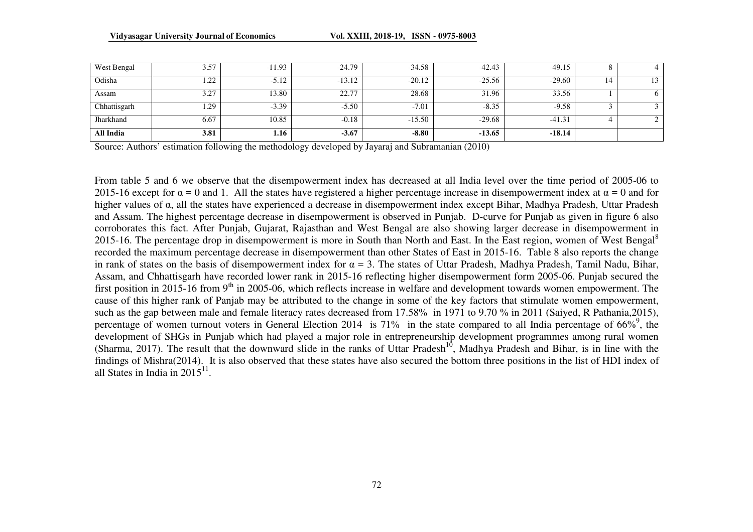| West Bengal | 3.57 | -11.93 | -24.79 | -34.58 | -42.43 | -49.15 | 8 | 4 |
|---|---|---|---|---|---|---|---|---|
| Odisha | 1.22 | -5.12 | -13.12 | -20.12 | -25.56 | -29.60 | 14 | 13 |
| Assam | 3.27 | 13.80 | 22.77 | 28.68 | 31.96 | 33.56 | 1 | 6 |
| Chhattisgarh | 1.29 | -3.39 | -5.50 | -7.01 | -8.35 | -9.58 | 3 | 3 |
| Jharkhand | 6.67 | 10.85 | -0.18 | -15.50 | -29.68 | -41.31 | 4 | 2 |
| **All India** | **3.81** | **1.16** | **-3.67** | **-8.80** | **-13.65** | **-18.14** | | |

Source: Authors' estimation following the methodology developed by Jayaraj and Subramanian (2010)

From table 5 and 6 we observe that the disempowerment index has decreased at all India level over the time period of 2005-06 to 2015-16 except for $\alpha = 0$ and 1. All the states have registered a higher percentage increase in disempowerment index at $\alpha = 0$ and for higher values of $\alpha$, all the states have experienced a decrease in disempowerment index except Bihar, Madhya Pradesh, Uttar Pradesh and Assam. The highest percentage decrease in disempowerment is observed in Punjab. D-curve for Punjab as given in figure 6 also corroborates this fact. After Punjab, Gujarat, Rajasthan and West Bengal are also showing larger decrease in disempowerment in 2015-16. The percentage drop in disempowerment is more in South than North and East. In the East region, women of West Bengal[8] recorded the maximum percentage decrease in disempowerment than other States of East in 2015-16. Table 8 also reports the change in rank of states on the basis of disempowerment index for $\alpha = 3$. The states of Uttar Pradesh, Madhya Pradesh, Tamil Nadu, Bihar, Assam, and Chhattisgarh have recorded lower rank in 2015-16 reflecting higher disempowerment form 2005-06. Punjab secured the first position in 2015-16 from 9th in 2005-06, which reflects increase in welfare and development towards women empowerment. The cause of this higher rank of Panjab may be attributed to the change in some of the key factors that stimulate women empowerment, such as the gap between male and female literacy rates decreased from 17.58% in 1971 to 9.70 % in 2011 (Saiyed, R Pathania,2015), percentage of women turnout voters in General Election 2014 is 71% in the state compared to all India percentage of 66%[9], the development of SHGs in Punjab which had played a major role in entrepreneurship development programmes among rural women (Sharma, 2017). The result that the downward slide in the ranks of Uttar Pradesh[10], Madhya Pradesh and Bihar, is in line with the findings of Mishra(2014). It is also observed that these states have also secured the bottom three positions in the list of HDI index of all States in India in 2015[11].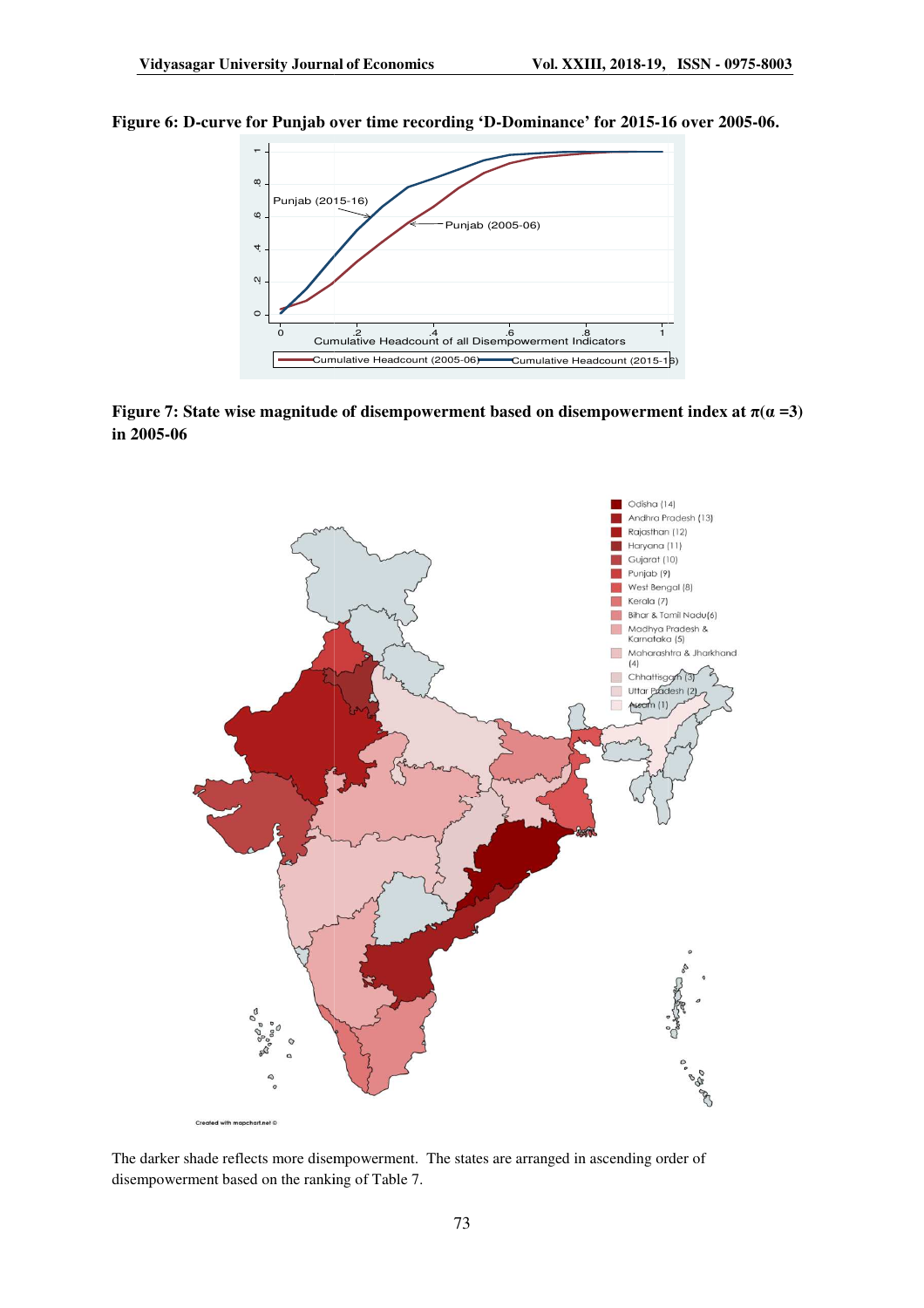**Figure 6: D-curve for Punjab over time recording 'D-Dominance' for 2015-16 over 2005-06.**

**Figure 7: State wise magnitude of disempowerment based on disempowerment index at $\pi(\alpha = 3)$ in 2005-06**

The darker shade reflects more disempowerment. The states are arranged in ascending order of disempowerment based on the ranking of Table 7.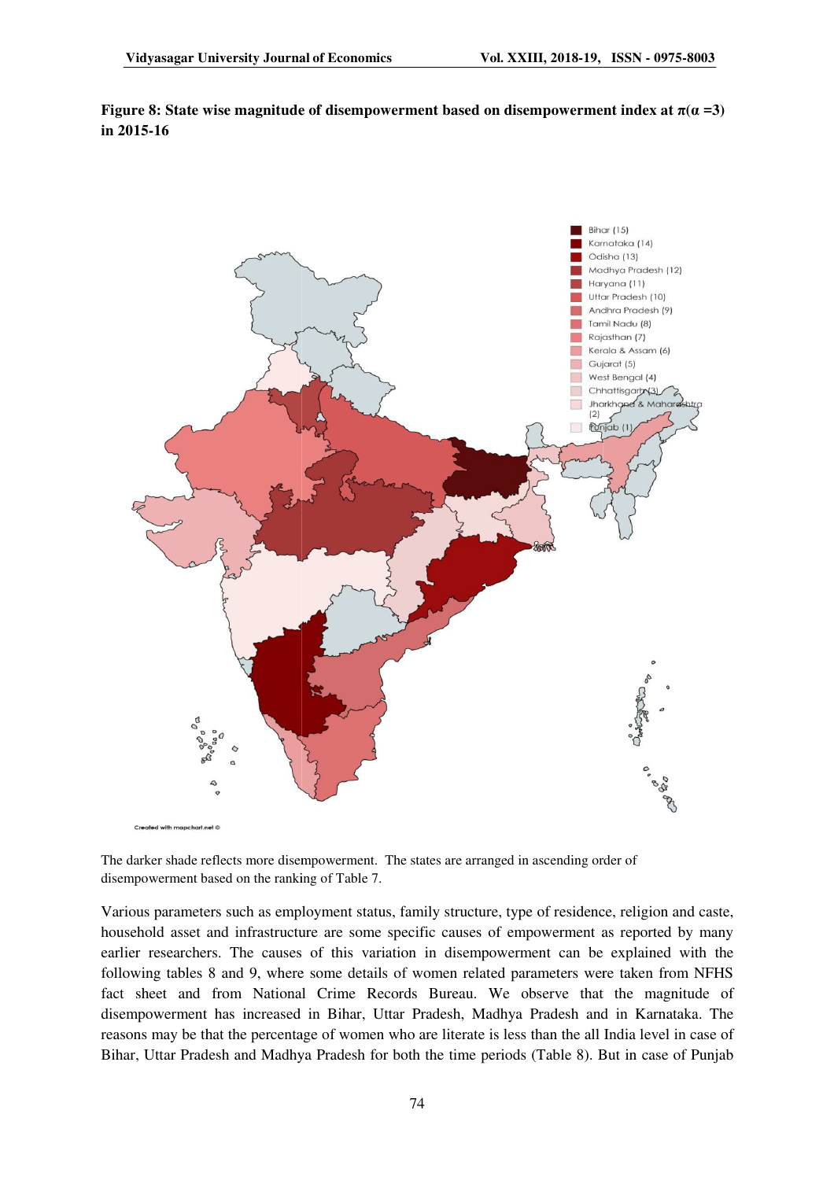**Figure 8: State wise magnitude of disempowerment based on disempowerment index at $\pi(\alpha = 3)$ in 2015-16**

The darker shade reflects more disempowerment. The states are arranged in ascending order of disempowerment based on the ranking of Table 7.

Various parameters such as employment status, family structure, type of residence, religion and caste, household asset and infrastructure are some specific causes of empowerment as reported by many earlier researchers. The causes of this variation in disempowerment can be explained with the following tables 8 and 9, where some details of women related parameters were taken from NFHS fact sheet and from National Crime Records Bureau. We observe that the magnitude of disempowerment has increased in Bihar, Uttar Pradesh, Madhya Pradesh and in Karnataka. The reasons may be that the percentage of women who are literate is less than the all India level in case of Bihar, Uttar Pradesh and Madhya Pradesh for both the time periods (Table 8). But in case of Punjab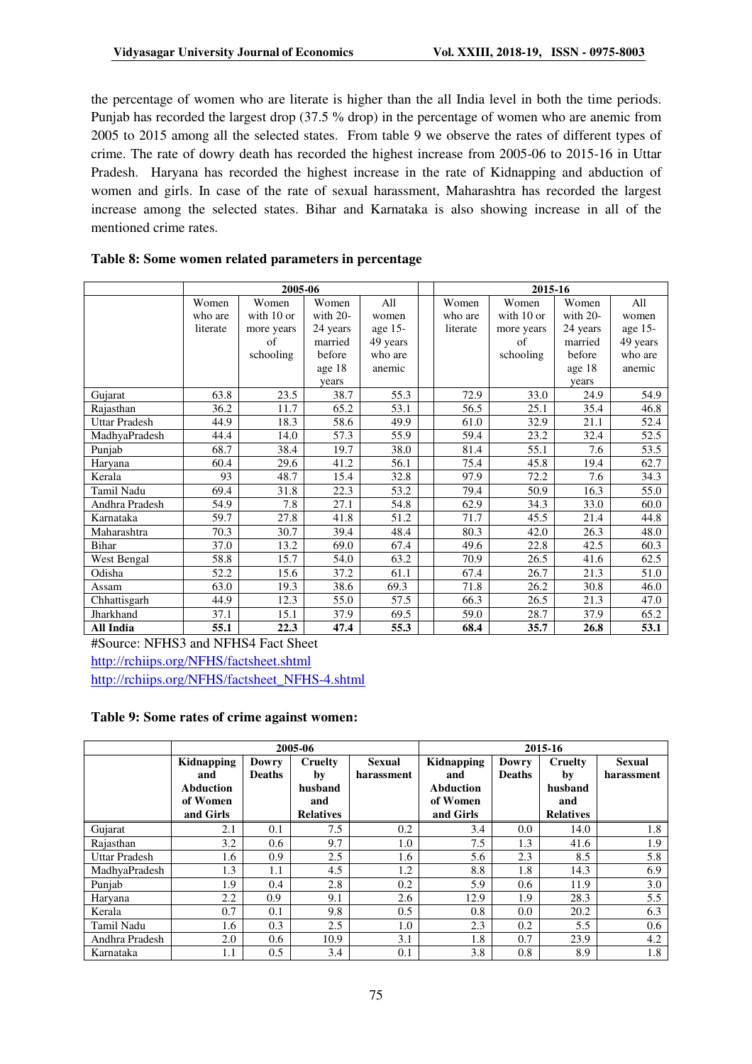the percentage of women who are literate is higher than the all India level in both the time periods. Punjab has recorded the largest drop (37.5 % drop) in the percentage of women who are anemic from 2005 to 2015 among all the selected states. From table 9 we observe the rates of different types of crime. The rate of dowry death has recorded the highest increase from 2005-06 to 2015-16 in Uttar Pradesh. Haryana has recorded the highest increase in the rate of Kidnapping and abduction of women and girls. In case of the rate of sexual harassment, Maharashtra has recorded the largest increase among the selected states. Bihar and Karnataka is also showing increase in all of the mentioned crime rates.

**Table 8: Some women related parameters in percentage**

| | 2005-06 | | | | 2015-16 | | | |
|---|---|---|---|---|---|---|---|---|
| | Women who are literate | Women with 10 or more years of schooling | Women with 20-24 years married before age 18 years | All women age 15-49 years who are anemic | Women who are literate | Women with 10 or more years of schooling | Women with 20-24 years married before age 18 years | All women age 15-49 years who are anemic |
| Gujarat | 63.8 | 23.5 | 38.7 | 55.3 | 72.9 | 33.0 | 24.9 | 54.9 |
| Rajasthan | 36.2 | 11.7 | 65.2 | 53.1 | 56.5 | 25.1 | 35.4 | 46.8 |
| Uttar Pradesh | 44.9 | 18.3 | 58.6 | 49.9 | 61.0 | 32.9 | 21.1 | 52.4 |
| MadhyaPradesh | 44.4 | 14.0 | 57.3 | 55.9 | 59.4 | 23.2 | 32.4 | 52.5 |
| Punjab | 68.7 | 38.4 | 19.7 | 38.0 | 81.4 | 55.1 | 7.6 | 53.5 |
| Haryana | 60.4 | 29.6 | 41.2 | 56.1 | 75.4 | 45.8 | 19.4 | 62.7 |
| Kerala | 93 | 48.7 | 15.4 | 32.8 | 97.9 | 72.2 | 7.6 | 34.3 |
| Tamil Nadu | 69.4 | 31.8 | 22.3 | 53.2 | 79.4 | 50.9 | 16.3 | 55.0 |
| Andhra Pradesh | 54.9 | 7.8 | 27.1 | 54.8 | 62.9 | 34.3 | 33.0 | 60.0 |
| Karnataka | 59.7 | 27.8 | 41.8 | 51.2 | 71.7 | 45.5 | 21.4 | 44.8 |
| Maharashtra | 70.3 | 30.7 | 39.4 | 48.4 | 80.3 | 42.0 | 26.3 | 48.0 |
| Bihar | 37.0 | 13.2 | 69.0 | 67.4 | 49.6 | 22.8 | 42.5 | 60.3 |
| West Bengal | 58.8 | 15.7 | 54.0 | 63.2 | 70.9 | 26.5 | 41.6 | 62.5 |
| Odisha | 52.2 | 15.6 | 37.2 | 61.1 | 67.4 | 26.7 | 21.3 | 51.0 |
| Assam | 63.0 | 19.3 | 38.6 | 69.3 | 71.8 | 26.2 | 30.8 | 46.0 |
| Chhattisgarh | 44.9 | 12.3 | 55.0 | 57.5 | 66.3 | 26.5 | 21.3 | 47.0 |
| Jharkhand | 37.1 | 15.1 | 37.9 | 69.5 | 59.0 | 28.7 | 37.9 | 65.2 |
| **All India** | **55.1** | **22.3** | **47.4** | **55.3** | **68.4** | **35.7** | **26.8** | **53.1** |

#Source: NFHS3 and NFHS4 Fact Sheet

http://rchiips.org/NFHS/factsheet.shtml

http://rchiips.org/NFHS/factsheet_NFHS-4.shtml

**Table 9: Some rates of crime against women:**

| | 2005-06 | | | | 2015-16 | | | |
|---|---|---|---|---|---|---|---|---|
| | **Kidnapping and Abduction of Women and Girls** | **Dowry Deaths** | **Cruelty by husband and Relatives** | **Sexual harassment** | **Kidnapping and Abduction of Women and Girls** | **Dowry Deaths** | **Cruelty by husband and Relatives** | **Sexual harassment** |
| Gujarat | 2.1 | 0.1 | 7.5 | 0.2 | 3.4 | 0.0 | 14.0 | 1.8 |
| Rajasthan | 3.2 | 0.6 | 9.7 | 1.0 | 7.5 | 1.3 | 41.6 | 1.9 |
| Uttar Pradesh | 1.6 | 0.9 | 2.5 | 1.6 | 5.6 | 2.3 | 8.5 | 5.8 |
| MadhyaPradesh | 1.3 | 1.1 | 4.5 | 1.2 | 8.8 | 1.8 | 14.3 | 6.9 |
| Punjab | 1.9 | 0.4 | 2.8 | 0.2 | 5.9 | 0.6 | 11.9 | 3.0 |
| Haryana | 2.2 | 0.9 | 9.1 | 2.6 | 12.9 | 1.9 | 28.3 | 5.5 |
| Kerala | 0.7 | 0.1 | 9.8 | 0.5 | 0.8 | 0.0 | 20.2 | 6.3 |
| Tamil Nadu | 1.6 | 0.3 | 2.5 | 1.0 | 2.3 | 0.2 | 5.5 | 0.6 |
| Andhra Pradesh | 2.0 | 0.6 | 10.9 | 3.1 | 1.8 | 0.7 | 23.9 | 4.2 |
| Karnataka | 1.1 | 0.5 | 3.4 | 0.1 | 3.8 | 0.8 | 8.9 | 1.8 |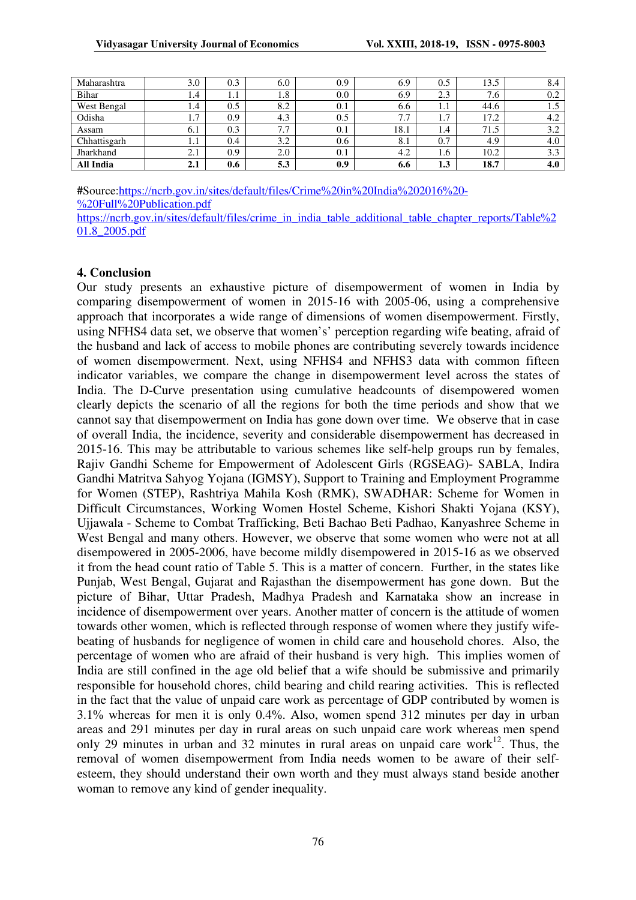| Maharashtra | 3.0 | 0.3 | 6.0 | 0.9 | 6.9 | 0.5 | 13.5 | 8.4 |
|---|---|---|---|---|---|---|---|---|
| Bihar | 1.4 | 1.1 | 1.8 | 0.0 | 6.9 | 2.3 | 7.6 | 0.2 |
| West Bengal | 1.4 | 0.5 | 8.2 | 0.1 | 6.6 | 1.1 | 44.6 | 1.5 |
| Odisha | 1.7 | 0.9 | 4.3 | 0.5 | 7.7 | 1.7 | 17.2 | 4.2 |
| Assam | 6.1 | 0.3 | 7.7 | 0.1 | 18.1 | 1.4 | 71.5 | 3.2 |
| Chhattisgarh | 1.1 | 0.4 | 3.2 | 0.6 | 8.1 | 0.7 | 4.9 | 4.0 |
| Jharkhand | 2.1 | 0.9 | 2.0 | 0.1 | 4.2 | 1.6 | 10.2 | 3.3 |
| **All India** | **2.1** | **0.6** | **5.3** | **0.9** | **6.6** | **1.3** | **18.7** | **4.0** |

**#**Source:https://ncrb.gov.in/sites/default/files/Crime%20in%20India%202016%20-%20Full%20Publication.pdf
https://ncrb.gov.in/sites/default/files/crime_in_india_table_additional_table_chapter_reports/Table%201.8_2005.pdf

### 4. Conclusion

Our study presents an exhaustive picture of disempowerment of women in India by comparing disempowerment of women in 2015-16 with 2005-06, using a comprehensive approach that incorporates a wide range of dimensions of women disempowerment. Firstly, using NFHS4 data set, we observe that women's' perception regarding wife beating, afraid of the husband and lack of access to mobile phones are contributing severely towards incidence of women disempowerment. Next, using NFHS4 and NFHS3 data with common fifteen indicator variables, we compare the change in disempowerment level across the states of India. The D-Curve presentation using cumulative headcounts of disempowered women clearly depicts the scenario of all the regions for both the time periods and show that we cannot say that disempowerment on India has gone down over time. We observe that in case of overall India, the incidence, severity and considerable disempowerment has decreased in 2015-16. This may be attributable to various schemes like self-help groups run by females, Rajiv Gandhi Scheme for Empowerment of Adolescent Girls (RGSEAG)- SABLA, Indira Gandhi Matritva Sahyog Yojana (IGMSY), Support to Training and Employment Programme for Women (STEP), Rashtriya Mahila Kosh (RMK), SWADHAR: Scheme for Women in Difficult Circumstances, Working Women Hostel Scheme, Kishori Shakti Yojana (KSY), Ujjawala - Scheme to Combat Trafficking, Beti Bachao Beti Padhao, Kanyashree Scheme in West Bengal and many others. However, we observe that some women who were not at all disempowered in 2005-2006, have become mildly disempowered in 2015-16 as we observed it from the head count ratio of Table 5. This is a matter of concern. Further, in the states like Punjab, West Bengal, Gujarat and Rajasthan the disempowerment has gone down. But the picture of Bihar, Uttar Pradesh, Madhya Pradesh and Karnataka show an increase in incidence of disempowerment over years. Another matter of concern is the attitude of women towards other women, which is reflected through response of women where they justify wife-beating of husbands for negligence of women in child care and household chores. Also, the percentage of women who are afraid of their husband is very high. This implies women of India are still confined in the age old belief that a wife should be submissive and primarily responsible for household chores, child bearing and child rearing activities. This is reflected in the fact that the value of unpaid care work as percentage of GDP contributed by women is 3.1% whereas for men it is only 0.4%. Also, women spend 312 minutes per day in urban areas and 291 minutes per day in rural areas on such unpaid care work whereas men spend only 29 minutes in urban and 32 minutes in rural areas on unpaid care work[12]. Thus, the removal of women disempowerment from India needs women to be aware of their self-esteem, they should understand their own worth and they must always stand beside another woman to remove any kind of gender inequality.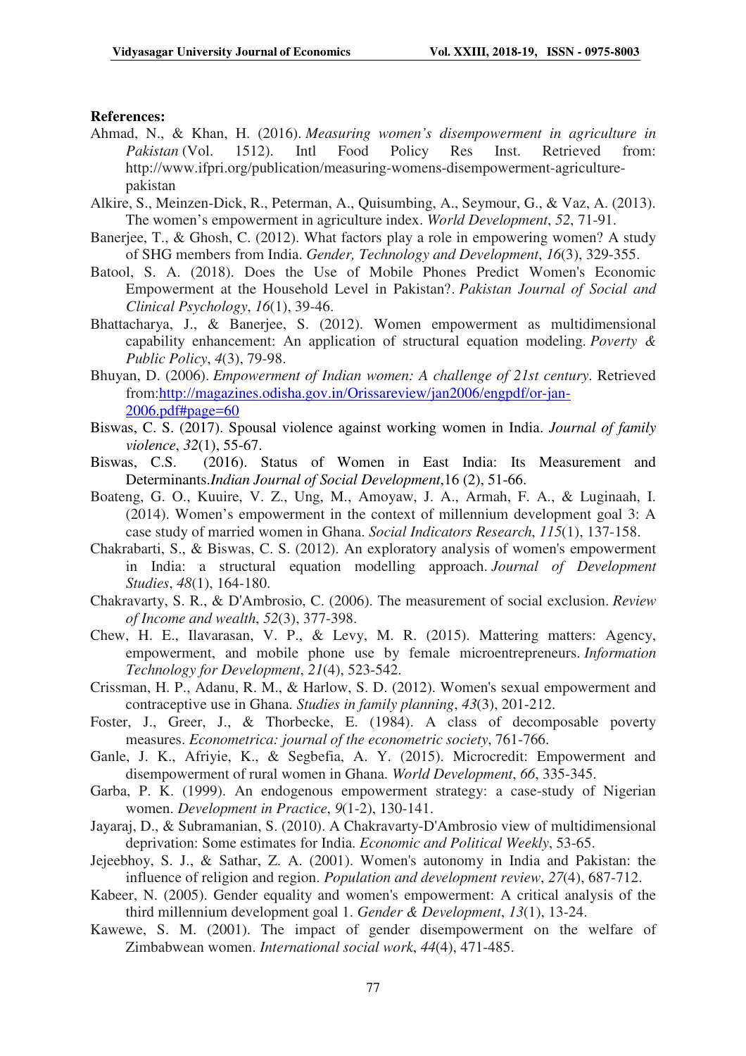**References:**

Ahmad, N., & Khan, H. (2016). *Measuring women's disempowerment in agriculture in Pakistan* (Vol. 1512). Intl Food Policy Res Inst. Retrieved from: http://www.ifpri.org/publication/measuring-womens-disempowerment-agriculture-pakistan

Alkire, S., Meinzen-Dick, R., Peterman, A., Quisumbing, A., Seymour, G., & Vaz, A. (2013). The women's empowerment in agriculture index. *World Development*, *52*, 71-91.

Banerjee, T., & Ghosh, C. (2012). What factors play a role in empowering women? A study of SHG members from India. *Gender, Technology and Development*, *16*(3), 329-355.

Batool, S. A. (2018). Does the Use of Mobile Phones Predict Women's Economic Empowerment at the Household Level in Pakistan?. *Pakistan Journal of Social and Clinical Psychology*, *16*(1), 39-46.

Bhattacharya, J., & Banerjee, S. (2012). Women empowerment as multidimensional capability enhancement: An application of structural equation modeling. *Poverty & Public Policy*, *4*(3), 79-98.

Bhuyan, D. (2006). *Empowerment of Indian women: A challenge of 21st century*. Retrieved from:http://magazines.odisha.gov.in/Orissareview/jan2006/engpdf/or-jan-2006.pdf#page=60

Biswas, C. S. (2017). Spousal violence against working women in India. *Journal of family violence*, *32*(1), 55-67.

Biswas, C.S. (2016). Status of Women in East India: Its Measurement and Determinants.*Indian Journal of Social Development*,16 (2), 51-66.

Boateng, G. O., Kuuire, V. Z., Ung, M., Amoyaw, J. A., Armah, F. A., & Luginaah, I. (2014). Women's empowerment in the context of millennium development goal 3: A case study of married women in Ghana. *Social Indicators Research*, *115*(1), 137-158.

Chakrabarti, S., & Biswas, C. S. (2012). An exploratory analysis of women's empowerment in India: a structural equation modelling approach. *Journal of Development Studies*, *48*(1), 164-180.

Chakravarty, S. R., & D'Ambrosio, C. (2006). The measurement of social exclusion. *Review of Income and wealth*, *52*(3), 377-398.

Chew, H. E., Ilavarasan, V. P., & Levy, M. R. (2015). Mattering matters: Agency, empowerment, and mobile phone use by female microentrepreneurs. *Information Technology for Development*, *21*(4), 523-542.

Crissman, H. P., Adanu, R. M., & Harlow, S. D. (2012). Women's sexual empowerment and contraceptive use in Ghana. *Studies in family planning*, *43*(3), 201-212.

Foster, J., Greer, J., & Thorbecke, E. (1984). A class of decomposable poverty measures. *Econometrica: journal of the econometric society*, 761-766.

Ganle, J. K., Afriyie, K., & Segbefia, A. Y. (2015). Microcredit: Empowerment and disempowerment of rural women in Ghana. *World Development*, *66*, 335-345.

Garba, P. K. (1999). An endogenous empowerment strategy: a case-study of Nigerian women. *Development in Practice*, *9*(1-2), 130-141.

Jayaraj, D., & Subramanian, S. (2010). A Chakravarty-D'Ambrosio view of multidimensional deprivation: Some estimates for India. *Economic and Political Weekly*, 53-65.

Jejeebhoy, S. J., & Sathar, Z. A. (2001). Women's autonomy in India and Pakistan: the influence of religion and region. *Population and development review*, *27*(4), 687-712.

Kabeer, N. (2005). Gender equality and women's empowerment: A critical analysis of the third millennium development goal 1. *Gender & Development*, *13*(1), 13-24.

Kawewe, S. M. (2001). The impact of gender disempowerment on the welfare of Zimbabwean women. *International social work*, *44*(4), 471-485.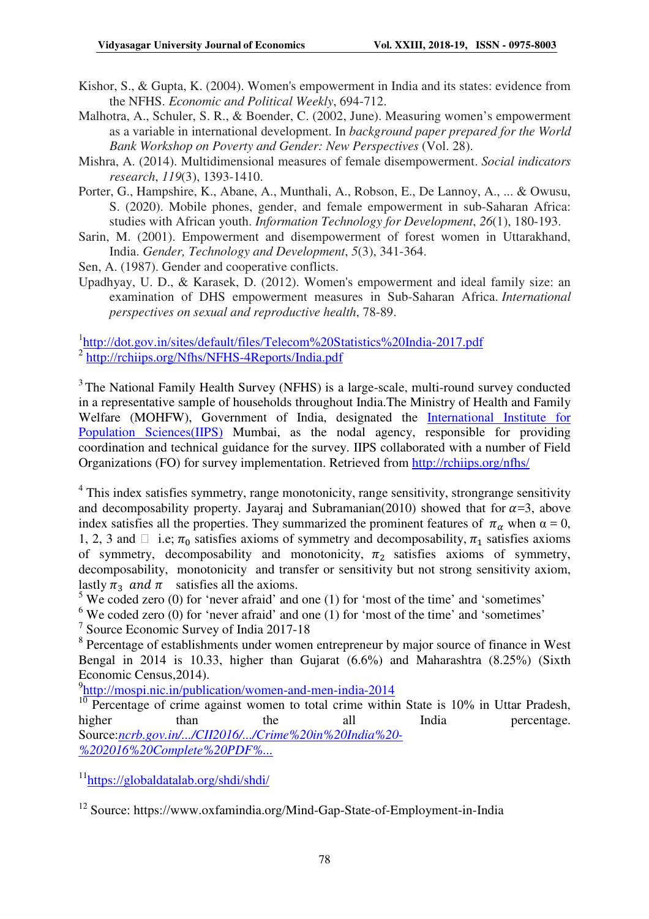Kishor, S., & Gupta, K. (2004). Women's empowerment in India and its states: evidence from the NFHS. *Economic and Political Weekly*, 694-712.

Malhotra, A., Schuler, S. R., & Boender, C. (2002, June). Measuring women's empowerment as a variable in international development. In *background paper prepared for the World Bank Workshop on Poverty and Gender: New Perspectives* (Vol. 28).

Mishra, A. (2014). Multidimensional measures of female disempowerment. *Social indicators research*, *119*(3), 1393-1410.

Porter, G., Hampshire, K., Abane, A., Munthali, A., Robson, E., De Lannoy, A., ... & Owusu, S. (2020). Mobile phones, gender, and female empowerment in sub-Saharan Africa: studies with African youth. *Information Technology for Development*, *26*(1), 180-193.

Sarin, M. (2001). Empowerment and disempowerment of forest women in Uttarakhand, India. *Gender, Technology and Development*, *5*(3), 341-364.

Sen, A. (1987). Gender and cooperative conflicts.

Upadhyay, U. D., & Karasek, D. (2012). Women's empowerment and ideal family size: an examination of DHS empowerment measures in Sub-Saharan Africa. *International perspectives on sexual and reproductive health*, 78-89.

[1] http://dot.gov.in/sites/default/files/Telecom%20Statistics%20India-2017.pdf

[2] http://rchiips.org/Nfhs/NFHS-4Reports/India.pdf

[3] The National Family Health Survey (NFHS) is a large-scale, multi-round survey conducted in a representative sample of households throughout India.The Ministry of Health and Family Welfare (MOHFW), Government of India, designated the International Institute for Population Sciences(IIPS) Mumbai, as the nodal agency, responsible for providing coordination and technical guidance for the survey. IIPS collaborated with a number of Field Organizations (FO) for survey implementation. Retrieved from http://rchiips.org/nfhs/

[4] This index satisfies symmetry, range monotonicity, range sensitivity, strongrange sensitivity and decomposability property. Jayaraj and Subramanian(2010) showed that for $\alpha$=3, above index satisfies all the properties. They summarized the prominent features of $\pi_\alpha$ when α = 0, 1, 2, 3 and  i.e; $\pi_0$ satisfies axioms of symmetry and decomposability, $\pi_1$ satisfies axioms of symmetry, decomposability and monotonicity, $\pi_2$ satisfies axioms of symmetry, decomposability, monotonicity and transfer or sensitivity but not strong sensitivity axiom, lastly $\pi_3$ *and* $\pi$ satisfies all the axioms.

[5] We coded zero (0) for 'never afraid' and one (1) for 'most of the time' and 'sometimes'

[6] We coded zero (0) for 'never afraid' and one (1) for 'most of the time' and 'sometimes'

[7] Source Economic Survey of India 2017-18

[8] Percentage of establishments under women entrepreneur by major source of finance in West Bengal in 2014 is 10.33, higher than Gujarat (6.6%) and Maharashtra (8.25%) (Sixth Economic Census,2014).

[9] http://mospi.nic.in/publication/women-and-men-india-2014

[10] Percentage of crime against women to total crime within State is 10% in Uttar Pradesh, higher than the all India percentage. Source:*ncrb.gov.in/.../CII2016/.../Crime%20in%20India%20-%202016%20Complete%20PDF%...*

[11] https://globaldatalab.org/shdi/shdi/

[12] Source: https://www.oxfamindia.org/Mind-Gap-State-of-Employment-in-India